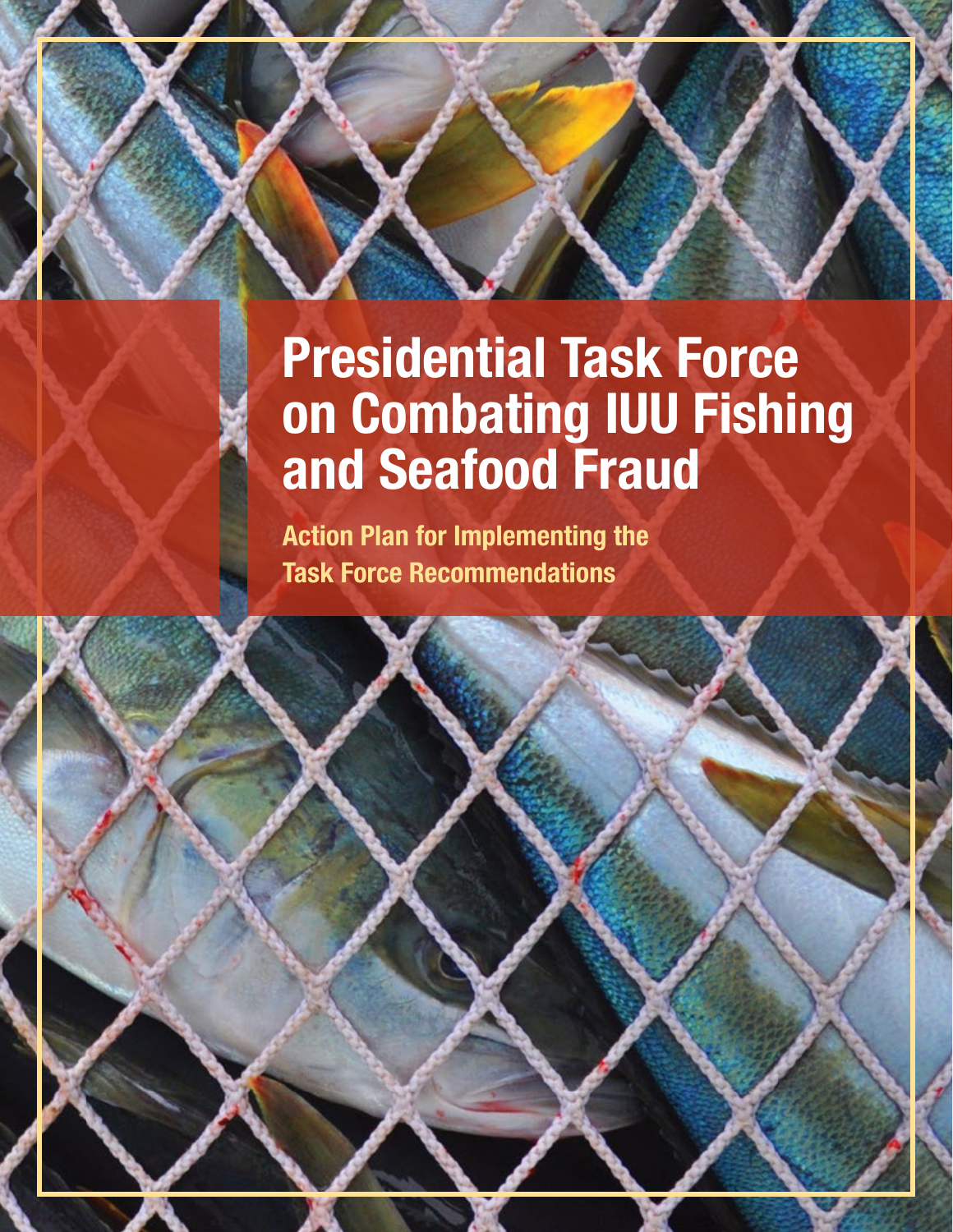# Presidential Task Force on Combating IUU Fishing and Seafood Fraud

## Action Plan for Implementing the Task Force Recommendations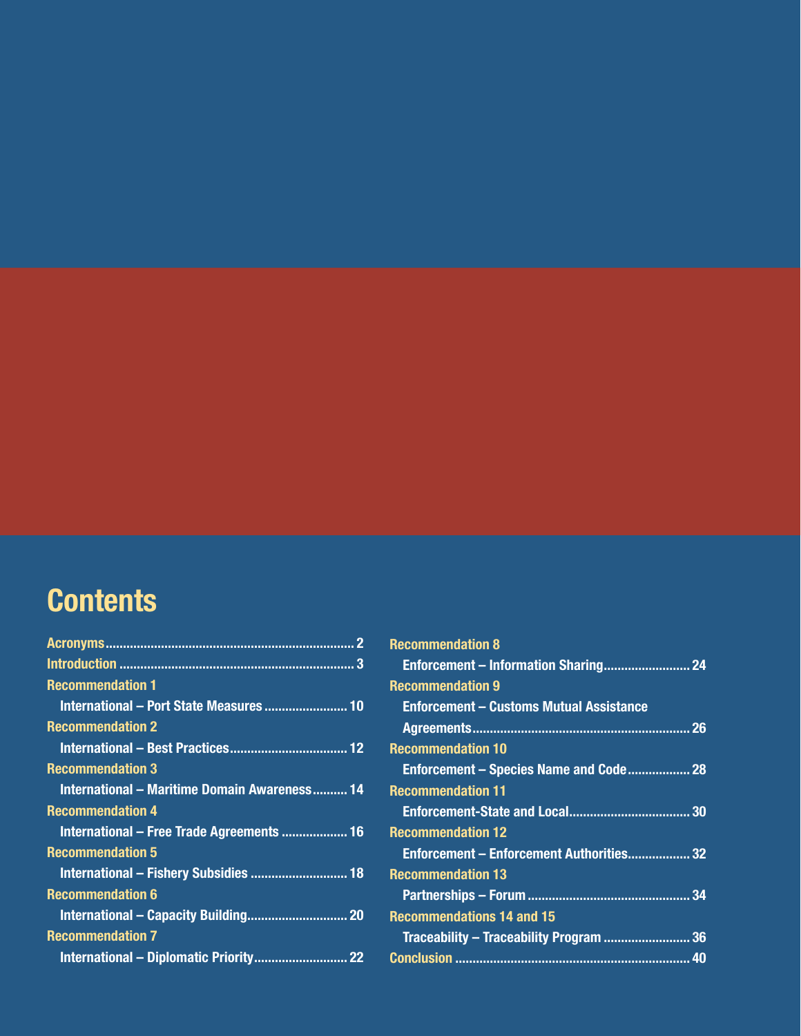# Contents

Acronyms ........................................................................ 2

Introduction ..................................................................... 3

Recommendation 1

International – Port State Measures ........................ 10

Recommendation 2

International – Best Practices ................................. 12

Recommendation 3

International – Maritime Domain Awareness .......... 14

Recommendation 4

International – Free Trade Agreements ................... 16

Recommendation 5

International – Fishery Subsidies ............................ 18

Recommendation 6

International – Capacity Building............................. 20

Recommendation 7

International – Diplomatic Priority........................... 22

Recommendation 8

Enforcement – Information Sharing......................... 24

Recommendation 9

Enforcement – Customs Mutual Assistance Agreements.............................................................. 26

Recommendation 10

Enforcement – Species Name and Code.................. 28

Recommendation 11

Enforcement-State and Local.................................. 30

Recommendation 12

Enforcement – Enforcement Authorities.................. 32

Recommendation 13

Partnerships – Forum ............................................... 34

Recommendations 14 and 15

Traceability – Traceability Program ......................... 36

Conclusion ........................................................................ 40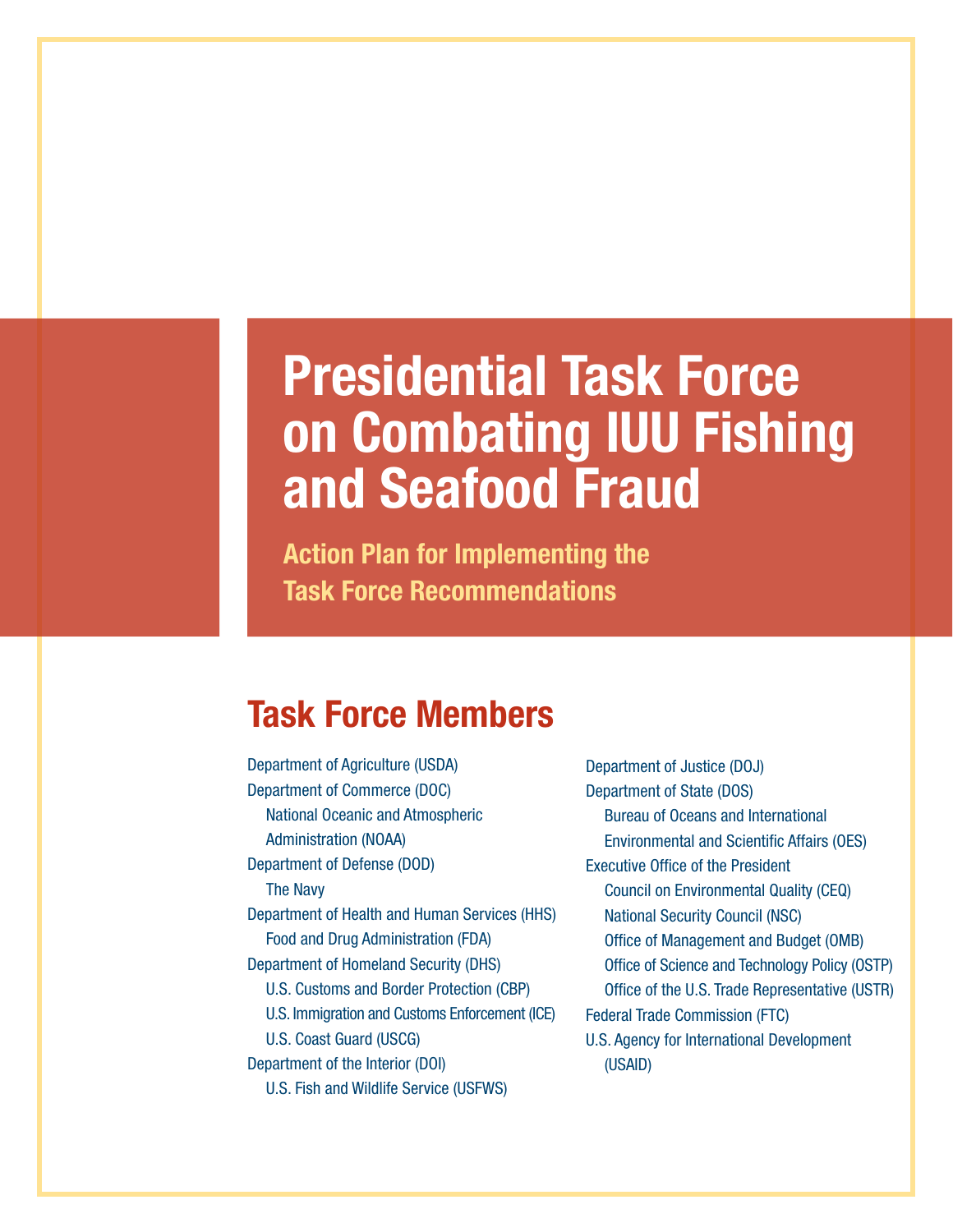# Presidential Task Force on Combating IUU Fishing and Seafood Fraud

## Action Plan for Implementing the Task Force Recommendations

## Task Force Members

- Department of Agriculture (USDA)
- Department of Commerce (DOC)
  - National Oceanic and Atmospheric Administration (NOAA)
- Department of Defense (DOD)
  - The Navy
- Department of Health and Human Services (HHS)
  - Food and Drug Administration (FDA)
- Department of Homeland Security (DHS)
  - U.S. Customs and Border Protection (CBP)
  - U.S. Immigration and Customs Enforcement (ICE)
  - U.S. Coast Guard (USCG)
- Department of the Interior (DOI)
  - U.S. Fish and Wildlife Service (USFWS)
- Department of Justice (DOJ)
- Department of State (DOS)
  - Bureau of Oceans and International Environmental and Scientific Affairs (OES)
- Executive Office of the President
  - Council on Environmental Quality (CEQ)
  - National Security Council (NSC)
  - Office of Management and Budget (OMB)
  - Office of Science and Technology Policy (OSTP)
  - Office of the U.S. Trade Representative (USTR)
- Federal Trade Commission (FTC)
- U.S. Agency for International Development (USAID)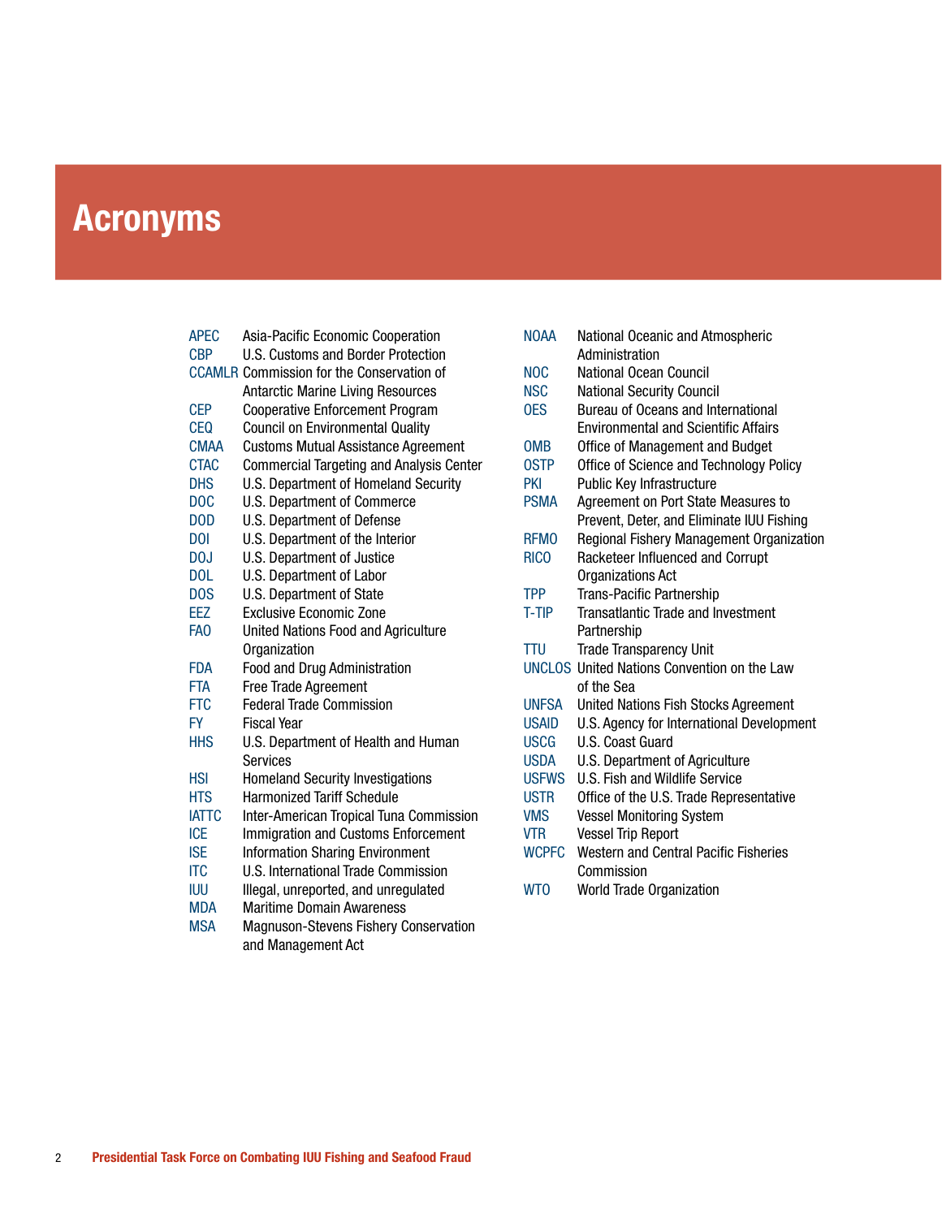# Acronyms

| Acronym | Definition |
|---|---|
| APEC | Asia-Pacific Economic Cooperation |
| CBP | U.S. Customs and Border Protection |
| CCAMLR | Commission for the Conservation of Antarctic Marine Living Resources |
| CEP | Cooperative Enforcement Program |
| CEQ | Council on Environmental Quality |
| CMAA | Customs Mutual Assistance Agreement |
| CTAC | Commercial Targeting and Analysis Center |
| DHS | U.S. Department of Homeland Security |
| DOC | U.S. Department of Commerce |
| DOD | U.S. Department of Defense |
| DOI | U.S. Department of the Interior |
| DOJ | U.S. Department of Justice |
| DOL | U.S. Department of Labor |
| DOS | U.S. Department of State |
| EEZ | Exclusive Economic Zone |
| FAO | United Nations Food and Agriculture Organization |
| FDA | Food and Drug Administration |
| FTA | Free Trade Agreement |
| FTC | Federal Trade Commission |
| FY | Fiscal Year |
| HHS | U.S. Department of Health and Human Services |
| HSI | Homeland Security Investigations |
| HTS | Harmonized Tariff Schedule |
| IATTC | Inter-American Tropical Tuna Commission |
| ICE | Immigration and Customs Enforcement |
| ISE | Information Sharing Environment |
| ITC | U.S. International Trade Commission |
| IUU | Illegal, unreported, and unregulated |
| MDA | Maritime Domain Awareness |
| MSA | Magnuson-Stevens Fishery Conservation and Management Act |
| NOAA | National Oceanic and Atmospheric Administration |
| NOC | National Ocean Council |
| NSC | National Security Council |
| OES | Bureau of Oceans and International Environmental and Scientific Affairs |
| OMB | Office of Management and Budget |
| OSTP | Office of Science and Technology Policy |
| PKI | Public Key Infrastructure |
| PSMA | Agreement on Port State Measures to Prevent, Deter, and Eliminate IUU Fishing |
| RFMO | Regional Fishery Management Organization |
| RICO | Racketeer Influenced and Corrupt Organizations Act |
| TPP | Trans-Pacific Partnership |
| T-TIP | Transatlantic Trade and Investment Partnership |
| TTU | Trade Transparency Unit |
| UNCLOS | United Nations Convention on the Law of the Sea |
| UNFSA | United Nations Fish Stocks Agreement |
| USAID | U.S. Agency for International Development |
| USCG | U.S. Coast Guard |
| USDA | U.S. Department of Agriculture |
| USFWS | U.S. Fish and Wildlife Service |
| USTR | Office of the U.S. Trade Representative |
| VMS | Vessel Monitoring System |
| VTR | Vessel Trip Report |
| WCPFC | Western and Central Pacific Fisheries Commission |
| WTO | World Trade Organization |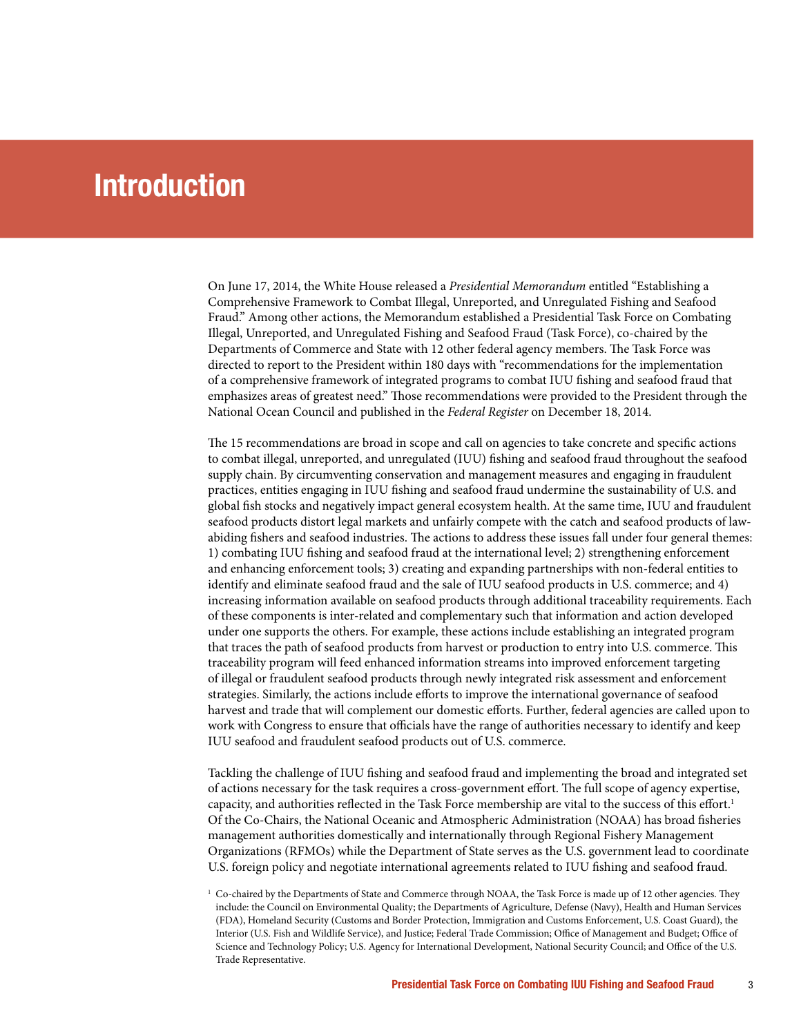# Introduction

On June 17, 2014, the White House released a *Presidential Memorandum* entitled "Establishing a Comprehensive Framework to Combat Illegal, Unreported, and Unregulated Fishing and Seafood Fraud." Among other actions, the Memorandum established a Presidential Task Force on Combating Illegal, Unreported, and Unregulated Fishing and Seafood Fraud (Task Force), co-chaired by the Departments of Commerce and State with 12 other federal agency members. The Task Force was directed to report to the President within 180 days with "recommendations for the implementation of a comprehensive framework of integrated programs to combat IUU fishing and seafood fraud that emphasizes areas of greatest need." Those recommendations were provided to the President through the National Ocean Council and published in the *Federal Register* on December 18, 2014.

The 15 recommendations are broad in scope and call on agencies to take concrete and specific actions to combat illegal, unreported, and unregulated (IUU) fishing and seafood fraud throughout the seafood supply chain. By circumventing conservation and management measures and engaging in fraudulent practices, entities engaging in IUU fishing and seafood fraud undermine the sustainability of U.S. and global fish stocks and negatively impact general ecosystem health. At the same time, IUU and fraudulent seafood products distort legal markets and unfairly compete with the catch and seafood products of law-abiding fishers and seafood industries. The actions to address these issues fall under four general themes: 1) combating IUU fishing and seafood fraud at the international level; 2) strengthening enforcement and enhancing enforcement tools; 3) creating and expanding partnerships with non-federal entities to identify and eliminate seafood fraud and the sale of IUU seafood products in U.S. commerce; and 4) increasing information available on seafood products through additional traceability requirements. Each of these components is inter-related and complementary such that information and action developed under one supports the others. For example, these actions include establishing an integrated program that traces the path of seafood products from harvest or production to entry into U.S. commerce. This traceability program will feed enhanced information streams into improved enforcement targeting of illegal or fraudulent seafood products through newly integrated risk assessment and enforcement strategies. Similarly, the actions include efforts to improve the international governance of seafood harvest and trade that will complement our domestic efforts. Further, federal agencies are called upon to work with Congress to ensure that officials have the range of authorities necessary to identify and keep IUU seafood and fraudulent seafood products out of U.S. commerce.

Tackling the challenge of IUU fishing and seafood fraud and implementing the broad and integrated set of actions necessary for the task requires a cross-government effort. The full scope of agency expertise, capacity, and authorities reflected in the Task Force membership are vital to the success of this effort.[1] Of the Co-Chairs, the National Oceanic and Atmospheric Administration (NOAA) has broad fisheries management authorities domestically and internationally through Regional Fishery Management Organizations (RFMOs) while the Department of State serves as the U.S. government lead to coordinate U.S. foreign policy and negotiate international agreements related to IUU fishing and seafood fraud.

[1] Co-chaired by the Departments of State and Commerce through NOAA, the Task Force is made up of 12 other agencies. They include: the Council on Environmental Quality; the Departments of Agriculture, Defense (Navy), Health and Human Services (FDA), Homeland Security (Customs and Border Protection, Immigration and Customs Enforcement, U.S. Coast Guard), the Interior (U.S. Fish and Wildlife Service), and Justice; Federal Trade Commission; Office of Management and Budget; Office of Science and Technology Policy; U.S. Agency for International Development, National Security Council; and Office of the U.S. Trade Representative.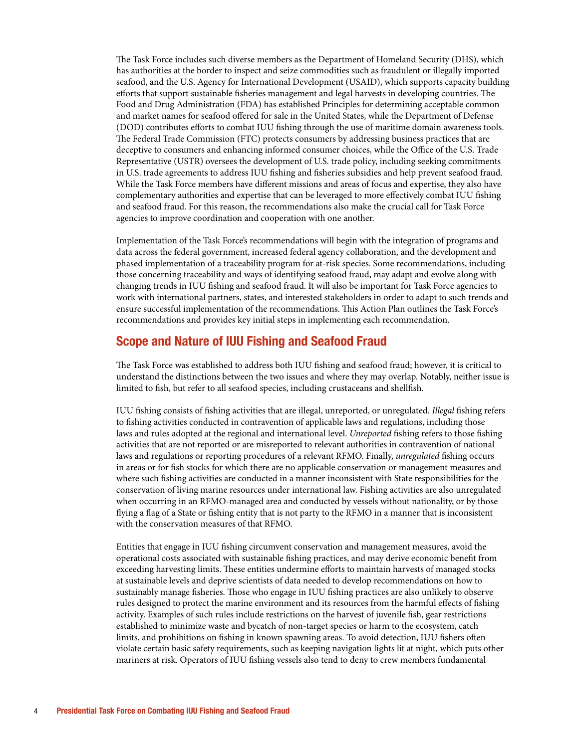The Task Force includes such diverse members as the Department of Homeland Security (DHS), which has authorities at the border to inspect and seize commodities such as fraudulent or illegally imported seafood, and the U.S. Agency for International Development (USAID), which supports capacity building efforts that support sustainable fisheries management and legal harvests in developing countries. The Food and Drug Administration (FDA) has established Principles for determining acceptable common and market names for seafood offered for sale in the United States, while the Department of Defense (DOD) contributes efforts to combat IUU fishing through the use of maritime domain awareness tools. The Federal Trade Commission (FTC) protects consumers by addressing business practices that are deceptive to consumers and enhancing informed consumer choices, while the Office of the U.S. Trade Representative (USTR) oversees the development of U.S. trade policy, including seeking commitments in U.S. trade agreements to address IUU fishing and fisheries subsidies and help prevent seafood fraud. While the Task Force members have different missions and areas of focus and expertise, they also have complementary authorities and expertise that can be leveraged to more effectively combat IUU fishing and seafood fraud. For this reason, the recommendations also make the crucial call for Task Force agencies to improve coordination and cooperation with one another.

Implementation of the Task Force's recommendations will begin with the integration of programs and data across the federal government, increased federal agency collaboration, and the development and phased implementation of a traceability program for at-risk species. Some recommendations, including those concerning traceability and ways of identifying seafood fraud, may adapt and evolve along with changing trends in IUU fishing and seafood fraud. It will also be important for Task Force agencies to work with international partners, states, and interested stakeholders in order to adapt to such trends and ensure successful implementation of the recommendations. This Action Plan outlines the Task Force's recommendations and provides key initial steps in implementing each recommendation.

## Scope and Nature of IUU Fishing and Seafood Fraud

The Task Force was established to address both IUU fishing and seafood fraud; however, it is critical to understand the distinctions between the two issues and where they may overlap. Notably, neither issue is limited to fish, but refer to all seafood species, including crustaceans and shellfish.

IUU fishing consists of fishing activities that are illegal, unreported, or unregulated. *Illegal* fishing refers to fishing activities conducted in contravention of applicable laws and regulations, including those laws and rules adopted at the regional and international level. *Unreported* fishing refers to those fishing activities that are not reported or are misreported to relevant authorities in contravention of national laws and regulations or reporting procedures of a relevant RFMO. Finally, *unregulated* fishing occurs in areas or for fish stocks for which there are no applicable conservation or management measures and where such fishing activities are conducted in a manner inconsistent with State responsibilities for the conservation of living marine resources under international law. Fishing activities are also unregulated when occurring in an RFMO-managed area and conducted by vessels without nationality, or by those flying a flag of a State or fishing entity that is not party to the RFMO in a manner that is inconsistent with the conservation measures of that RFMO.

Entities that engage in IUU fishing circumvent conservation and management measures, avoid the operational costs associated with sustainable fishing practices, and may derive economic benefit from exceeding harvesting limits. These entities undermine efforts to maintain harvests of managed stocks at sustainable levels and deprive scientists of data needed to develop recommendations on how to sustainably manage fisheries. Those who engage in IUU fishing practices are also unlikely to observe rules designed to protect the marine environment and its resources from the harmful effects of fishing activity. Examples of such rules include restrictions on the harvest of juvenile fish, gear restrictions established to minimize waste and bycatch of non-target species or harm to the ecosystem, catch limits, and prohibitions on fishing in known spawning areas. To avoid detection, IUU fishers often violate certain basic safety requirements, such as keeping navigation lights lit at night, which puts other mariners at risk. Operators of IUU fishing vessels also tend to deny to crew members fundamental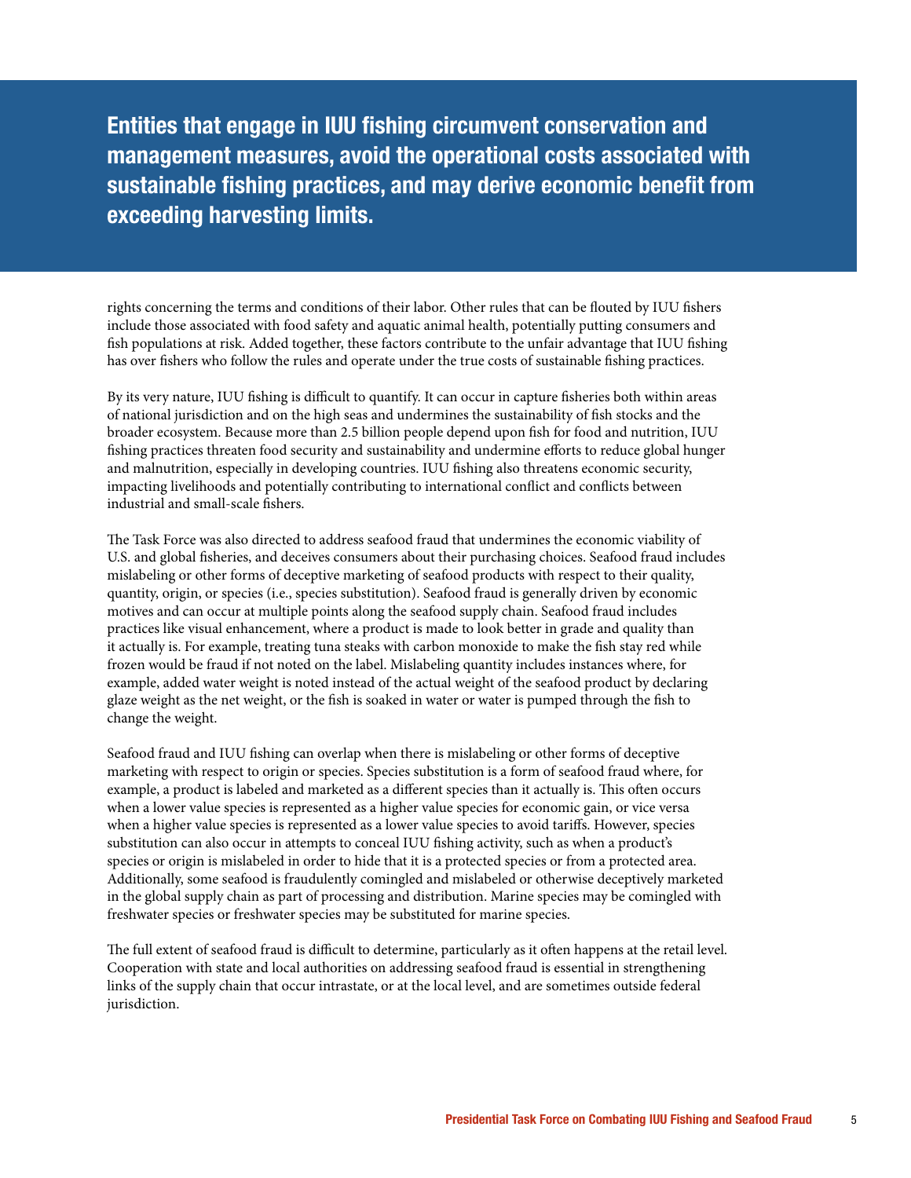**Entities that engage in IUU fishing circumvent conservation and management measures, avoid the operational costs associated with sustainable fishing practices, and may derive economic benefit from exceeding harvesting limits.**

rights concerning the terms and conditions of their labor. Other rules that can be flouted by IUU fishers include those associated with food safety and aquatic animal health, potentially putting consumers and fish populations at risk. Added together, these factors contribute to the unfair advantage that IUU fishing has over fishers who follow the rules and operate under the true costs of sustainable fishing practices.

By its very nature, IUU fishing is difficult to quantify. It can occur in capture fisheries both within areas of national jurisdiction and on the high seas and undermines the sustainability of fish stocks and the broader ecosystem. Because more than 2.5 billion people depend upon fish for food and nutrition, IUU fishing practices threaten food security and sustainability and undermine efforts to reduce global hunger and malnutrition, especially in developing countries. IUU fishing also threatens economic security, impacting livelihoods and potentially contributing to international conflict and conflicts between industrial and small-scale fishers.

The Task Force was also directed to address seafood fraud that undermines the economic viability of U.S. and global fisheries, and deceives consumers about their purchasing choices. Seafood fraud includes mislabeling or other forms of deceptive marketing of seafood products with respect to their quality, quantity, origin, or species (i.e., species substitution). Seafood fraud is generally driven by economic motives and can occur at multiple points along the seafood supply chain. Seafood fraud includes practices like visual enhancement, where a product is made to look better in grade and quality than it actually is. For example, treating tuna steaks with carbon monoxide to make the fish stay red while frozen would be fraud if not noted on the label. Mislabeling quantity includes instances where, for example, added water weight is noted instead of the actual weight of the seafood product by declaring glaze weight as the net weight, or the fish is soaked in water or water is pumped through the fish to change the weight.

Seafood fraud and IUU fishing can overlap when there is mislabeling or other forms of deceptive marketing with respect to origin or species. Species substitution is a form of seafood fraud where, for example, a product is labeled and marketed as a different species than it actually is. This often occurs when a lower value species is represented as a higher value species for economic gain, or vice versa when a higher value species is represented as a lower value species to avoid tariffs. However, species substitution can also occur in attempts to conceal IUU fishing activity, such as when a product's species or origin is mislabeled in order to hide that it is a protected species or from a protected area. Additionally, some seafood is fraudulently comingled and mislabeled or otherwise deceptively marketed in the global supply chain as part of processing and distribution. Marine species may be comingled with freshwater species or freshwater species may be substituted for marine species.

The full extent of seafood fraud is difficult to determine, particularly as it often happens at the retail level. Cooperation with state and local authorities on addressing seafood fraud is essential in strengthening links of the supply chain that occur intrastate, or at the local level, and are sometimes outside federal jurisdiction.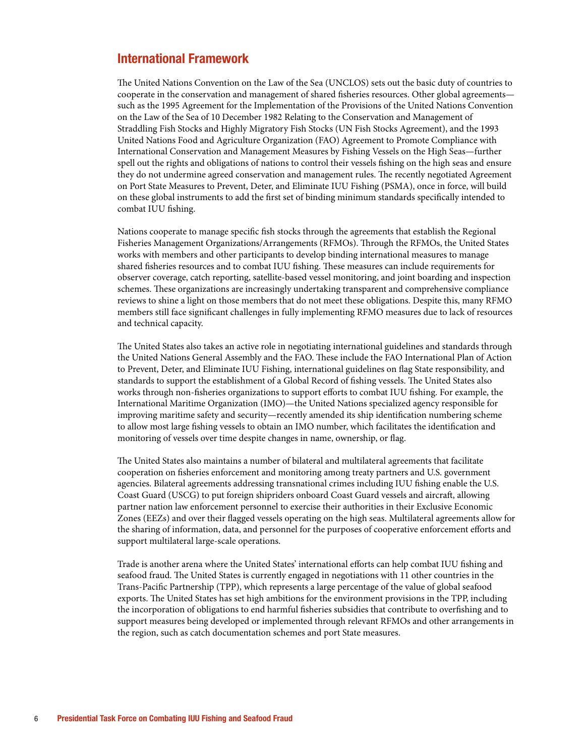## International Framework

The United Nations Convention on the Law of the Sea (UNCLOS) sets out the basic duty of countries to cooperate in the conservation and management of shared fisheries resources. Other global agreements—such as the 1995 Agreement for the Implementation of the Provisions of the United Nations Convention on the Law of the Sea of 10 December 1982 Relating to the Conservation and Management of Straddling Fish Stocks and Highly Migratory Fish Stocks (UN Fish Stocks Agreement), and the 1993 United Nations Food and Agriculture Organization (FAO) Agreement to Promote Compliance with International Conservation and Management Measures by Fishing Vessels on the High Seas—further spell out the rights and obligations of nations to control their vessels fishing on the high seas and ensure they do not undermine agreed conservation and management rules. The recently negotiated Agreement on Port State Measures to Prevent, Deter, and Eliminate IUU Fishing (PSMA), once in force, will build on these global instruments to add the first set of binding minimum standards specifically intended to combat IUU fishing.

Nations cooperate to manage specific fish stocks through the agreements that establish the Regional Fisheries Management Organizations/Arrangements (RFMOs). Through the RFMOs, the United States works with members and other participants to develop binding international measures to manage shared fisheries resources and to combat IUU fishing. These measures can include requirements for observer coverage, catch reporting, satellite-based vessel monitoring, and joint boarding and inspection schemes. These organizations are increasingly undertaking transparent and comprehensive compliance reviews to shine a light on those members that do not meet these obligations. Despite this, many RFMO members still face significant challenges in fully implementing RFMO measures due to lack of resources and technical capacity.

The United States also takes an active role in negotiating international guidelines and standards through the United Nations General Assembly and the FAO. These include the FAO International Plan of Action to Prevent, Deter, and Eliminate IUU Fishing, international guidelines on flag State responsibility, and standards to support the establishment of a Global Record of fishing vessels. The United States also works through non-fisheries organizations to support efforts to combat IUU fishing. For example, the International Maritime Organization (IMO)—the United Nations specialized agency responsible for improving maritime safety and security—recently amended its ship identification numbering scheme to allow most large fishing vessels to obtain an IMO number, which facilitates the identification and monitoring of vessels over time despite changes in name, ownership, or flag.

The United States also maintains a number of bilateral and multilateral agreements that facilitate cooperation on fisheries enforcement and monitoring among treaty partners and U.S. government agencies. Bilateral agreements addressing transnational crimes including IUU fishing enable the U.S. Coast Guard (USCG) to put foreign shipriders onboard Coast Guard vessels and aircraft, allowing partner nation law enforcement personnel to exercise their authorities in their Exclusive Economic Zones (EEZs) and over their flagged vessels operating on the high seas. Multilateral agreements allow for the sharing of information, data, and personnel for the purposes of cooperative enforcement efforts and support multilateral large-scale operations.

Trade is another arena where the United States' international efforts can help combat IUU fishing and seafood fraud. The United States is currently engaged in negotiations with 11 other countries in the Trans-Pacific Partnership (TPP), which represents a large percentage of the value of global seafood exports. The United States has set high ambitions for the environment provisions in the TPP, including the incorporation of obligations to end harmful fisheries subsidies that contribute to overfishing and to support measures being developed or implemented through relevant RFMOs and other arrangements in the region, such as catch documentation schemes and port State measures.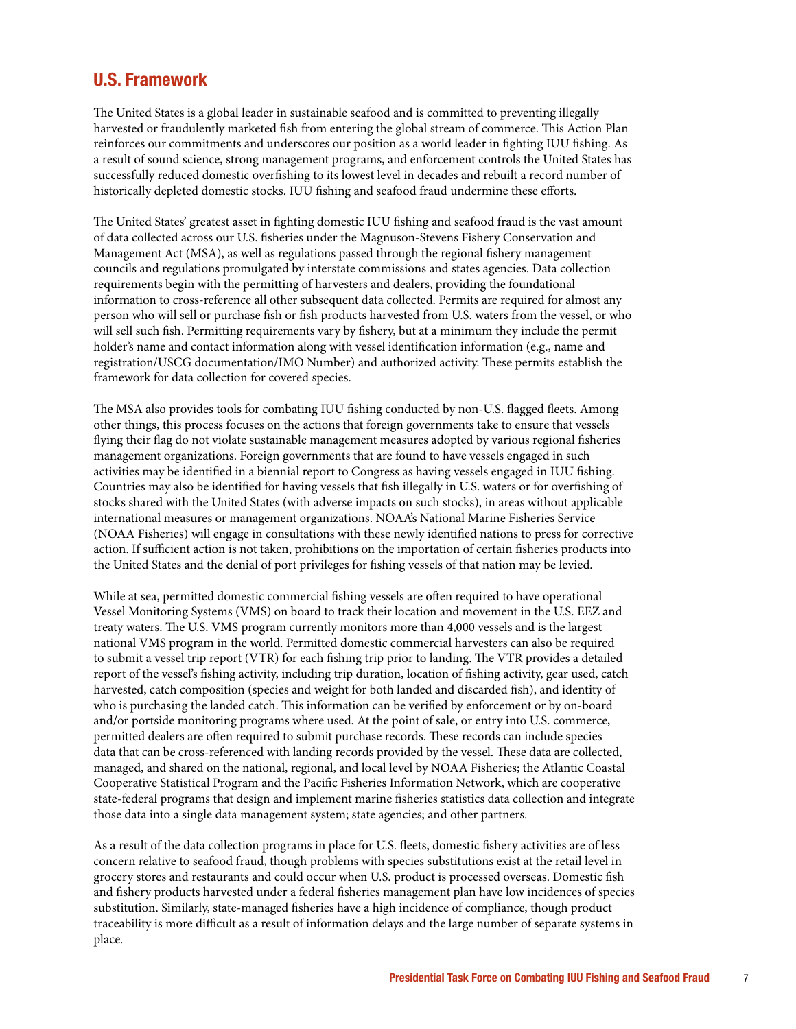## U.S. Framework

The United States is a global leader in sustainable seafood and is committed to preventing illegally harvested or fraudulently marketed fish from entering the global stream of commerce. This Action Plan reinforces our commitments and underscores our position as a world leader in fighting IUU fishing. As a result of sound science, strong management programs, and enforcement controls the United States has successfully reduced domestic overfishing to its lowest level in decades and rebuilt a record number of historically depleted domestic stocks. IUU fishing and seafood fraud undermine these efforts.

The United States' greatest asset in fighting domestic IUU fishing and seafood fraud is the vast amount of data collected across our U.S. fisheries under the Magnuson-Stevens Fishery Conservation and Management Act (MSA), as well as regulations passed through the regional fishery management councils and regulations promulgated by interstate commissions and states agencies. Data collection requirements begin with the permitting of harvesters and dealers, providing the foundational information to cross-reference all other subsequent data collected. Permits are required for almost any person who will sell or purchase fish or fish products harvested from U.S. waters from the vessel, or who will sell such fish. Permitting requirements vary by fishery, but at a minimum they include the permit holder's name and contact information along with vessel identification information (e.g., name and registration/USCG documentation/IMO Number) and authorized activity. These permits establish the framework for data collection for covered species.

The MSA also provides tools for combating IUU fishing conducted by non-U.S. flagged fleets. Among other things, this process focuses on the actions that foreign governments take to ensure that vessels flying their flag do not violate sustainable management measures adopted by various regional fisheries management organizations. Foreign governments that are found to have vessels engaged in such activities may be identified in a biennial report to Congress as having vessels engaged in IUU fishing. Countries may also be identified for having vessels that fish illegally in U.S. waters or for overfishing of stocks shared with the United States (with adverse impacts on such stocks), in areas without applicable international measures or management organizations. NOAA's National Marine Fisheries Service (NOAA Fisheries) will engage in consultations with these newly identified nations to press for corrective action. If sufficient action is not taken, prohibitions on the importation of certain fisheries products into the United States and the denial of port privileges for fishing vessels of that nation may be levied.

While at sea, permitted domestic commercial fishing vessels are often required to have operational Vessel Monitoring Systems (VMS) on board to track their location and movement in the U.S. EEZ and treaty waters. The U.S. VMS program currently monitors more than 4,000 vessels and is the largest national VMS program in the world. Permitted domestic commercial harvesters can also be required to submit a vessel trip report (VTR) for each fishing trip prior to landing. The VTR provides a detailed report of the vessel's fishing activity, including trip duration, location of fishing activity, gear used, catch harvested, catch composition (species and weight for both landed and discarded fish), and identity of who is purchasing the landed catch. This information can be verified by enforcement or by on-board and/or portside monitoring programs where used. At the point of sale, or entry into U.S. commerce, permitted dealers are often required to submit purchase records. These records can include species data that can be cross-referenced with landing records provided by the vessel. These data are collected, managed, and shared on the national, regional, and local level by NOAA Fisheries; the Atlantic Coastal Cooperative Statistical Program and the Pacific Fisheries Information Network, which are cooperative state-federal programs that design and implement marine fisheries statistics data collection and integrate those data into a single data management system; state agencies; and other partners.

As a result of the data collection programs in place for U.S. fleets, domestic fishery activities are of less concern relative to seafood fraud, though problems with species substitutions exist at the retail level in grocery stores and restaurants and could occur when U.S. product is processed overseas. Domestic fish and fishery products harvested under a federal fisheries management plan have low incidences of species substitution. Similarly, state-managed fisheries have a high incidence of compliance, though product traceability is more difficult as a result of information delays and the large number of separate systems in place.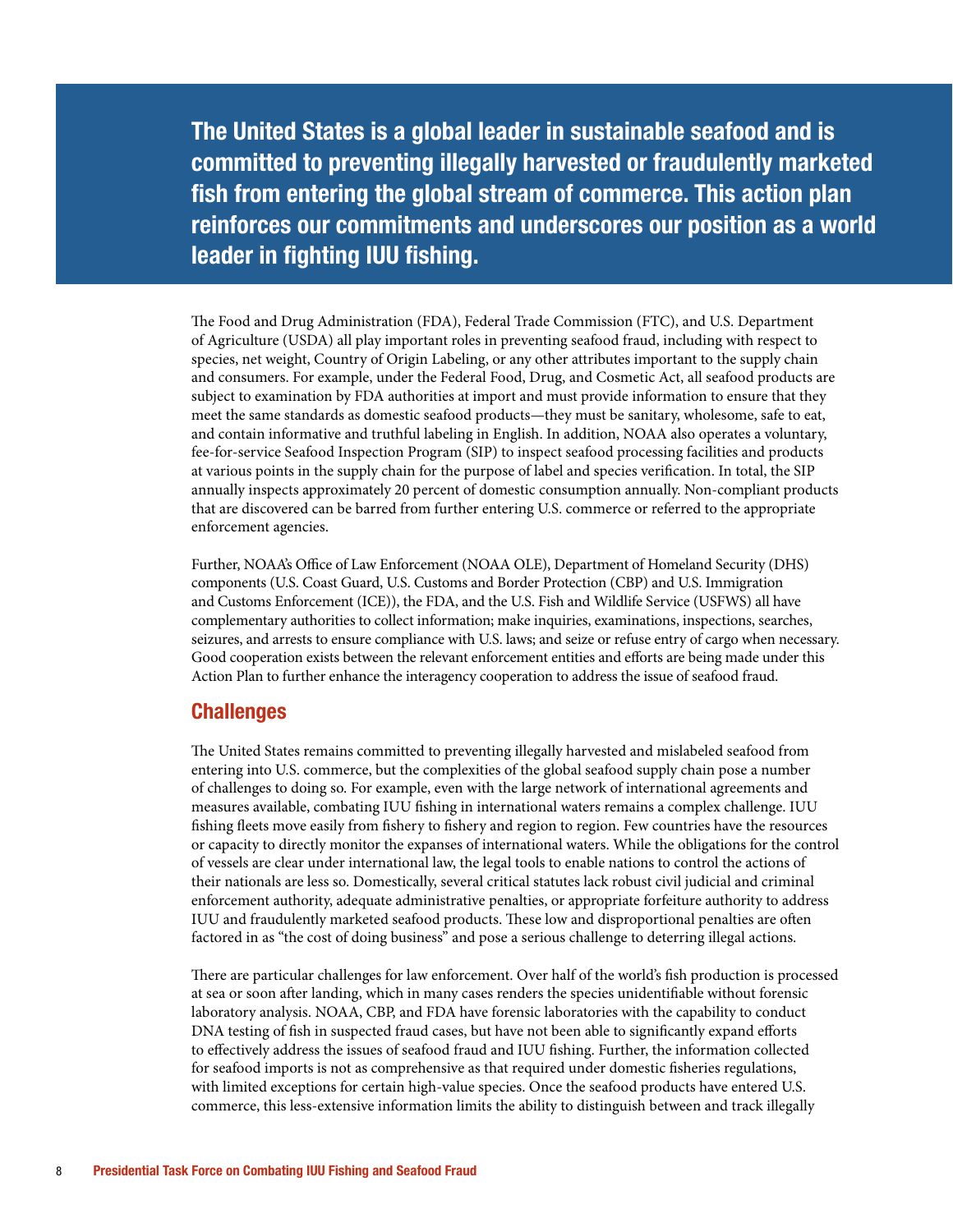**The United States is a global leader in sustainable seafood and is committed to preventing illegally harvested or fraudulently marketed fish from entering the global stream of commerce. This action plan reinforces our commitments and underscores our position as a world leader in fighting IUU fishing.**

The Food and Drug Administration (FDA), Federal Trade Commission (FTC), and U.S. Department of Agriculture (USDA) all play important roles in preventing seafood fraud, including with respect to species, net weight, Country of Origin Labeling, or any other attributes important to the supply chain and consumers. For example, under the Federal Food, Drug, and Cosmetic Act, all seafood products are subject to examination by FDA authorities at import and must provide information to ensure that they meet the same standards as domestic seafood products—they must be sanitary, wholesome, safe to eat, and contain informative and truthful labeling in English. In addition, NOAA also operates a voluntary, fee-for-service Seafood Inspection Program (SIP) to inspect seafood processing facilities and products at various points in the supply chain for the purpose of label and species verification. In total, the SIP annually inspects approximately 20 percent of domestic consumption annually. Non-compliant products that are discovered can be barred from further entering U.S. commerce or referred to the appropriate enforcement agencies.

Further, NOAA's Office of Law Enforcement (NOAA OLE), Department of Homeland Security (DHS) components (U.S. Coast Guard, U.S. Customs and Border Protection (CBP) and U.S. Immigration and Customs Enforcement (ICE)), the FDA, and the U.S. Fish and Wildlife Service (USFWS) all have complementary authorities to collect information; make inquiries, examinations, inspections, searches, seizures, and arrests to ensure compliance with U.S. laws; and seize or refuse entry of cargo when necessary. Good cooperation exists between the relevant enforcement entities and efforts are being made under this Action Plan to further enhance the interagency cooperation to address the issue of seafood fraud.

## Challenges

The United States remains committed to preventing illegally harvested and mislabeled seafood from entering into U.S. commerce, but the complexities of the global seafood supply chain pose a number of challenges to doing so. For example, even with the large network of international agreements and measures available, combating IUU fishing in international waters remains a complex challenge. IUU fishing fleets move easily from fishery to fishery and region to region. Few countries have the resources or capacity to directly monitor the expanses of international waters. While the obligations for the control of vessels are clear under international law, the legal tools to enable nations to control the actions of their nationals are less so. Domestically, several critical statutes lack robust civil judicial and criminal enforcement authority, adequate administrative penalties, or appropriate forfeiture authority to address IUU and fraudulently marketed seafood products. These low and disproportional penalties are often factored in as "the cost of doing business" and pose a serious challenge to deterring illegal actions.

There are particular challenges for law enforcement. Over half of the world's fish production is processed at sea or soon after landing, which in many cases renders the species unidentifiable without forensic laboratory analysis. NOAA, CBP, and FDA have forensic laboratories with the capability to conduct DNA testing of fish in suspected fraud cases, but have not been able to significantly expand efforts to effectively address the issues of seafood fraud and IUU fishing. Further, the information collected for seafood imports is not as comprehensive as that required under domestic fisheries regulations, with limited exceptions for certain high-value species. Once the seafood products have entered U.S. commerce, this less-extensive information limits the ability to distinguish between and track illegally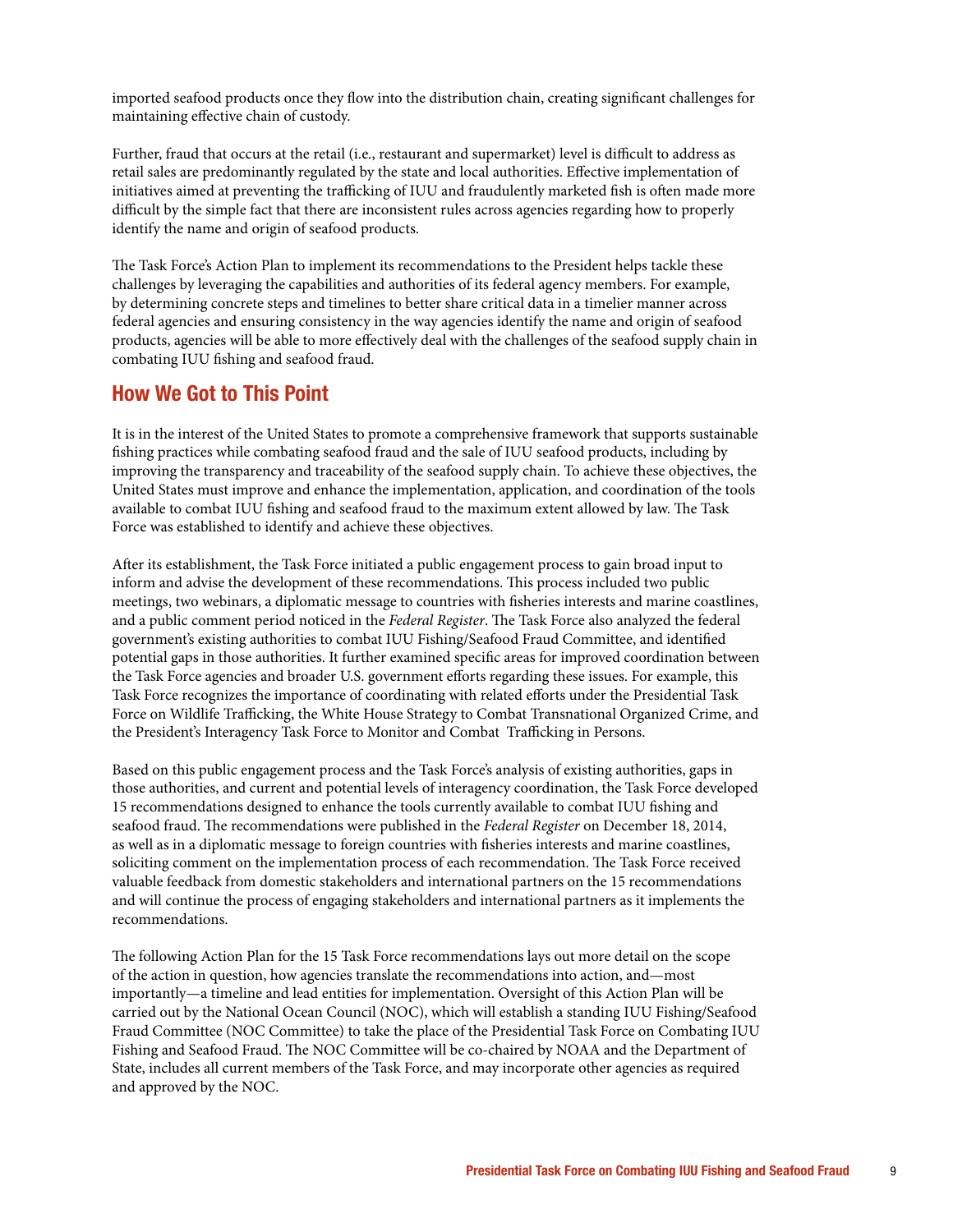imported seafood products once they flow into the distribution chain, creating significant challenges for maintaining effective chain of custody.

Further, fraud that occurs at the retail (i.e., restaurant and supermarket) level is difficult to address as retail sales are predominantly regulated by the state and local authorities. Effective implementation of initiatives aimed at preventing the trafficking of IUU and fraudulently marketed fish is often made more difficult by the simple fact that there are inconsistent rules across agencies regarding how to properly identify the name and origin of seafood products.

The Task Force's Action Plan to implement its recommendations to the President helps tackle these challenges by leveraging the capabilities and authorities of its federal agency members. For example, by determining concrete steps and timelines to better share critical data in a timelier manner across federal agencies and ensuring consistency in the way agencies identify the name and origin of seafood products, agencies will be able to more effectively deal with the challenges of the seafood supply chain in combating IUU fishing and seafood fraud.

## How We Got to This Point

It is in the interest of the United States to promote a comprehensive framework that supports sustainable fishing practices while combating seafood fraud and the sale of IUU seafood products, including by improving the transparency and traceability of the seafood supply chain. To achieve these objectives, the United States must improve and enhance the implementation, application, and coordination of the tools available to combat IUU fishing and seafood fraud to the maximum extent allowed by law. The Task Force was established to identify and achieve these objectives.

After its establishment, the Task Force initiated a public engagement process to gain broad input to inform and advise the development of these recommendations. This process included two public meetings, two webinars, a diplomatic message to countries with fisheries interests and marine coastlines, and a public comment period noticed in the *Federal Register*. The Task Force also analyzed the federal government's existing authorities to combat IUU Fishing/Seafood Fraud Committee, and identified potential gaps in those authorities. It further examined specific areas for improved coordination between the Task Force agencies and broader U.S. government efforts regarding these issues. For example, this Task Force recognizes the importance of coordinating with related efforts under the Presidential Task Force on Wildlife Trafficking, the White House Strategy to Combat Transnational Organized Crime, and the President's Interagency Task Force to Monitor and Combat Trafficking in Persons.

Based on this public engagement process and the Task Force's analysis of existing authorities, gaps in those authorities, and current and potential levels of interagency coordination, the Task Force developed 15 recommendations designed to enhance the tools currently available to combat IUU fishing and seafood fraud. The recommendations were published in the *Federal Register* on December 18, 2014, as well as in a diplomatic message to foreign countries with fisheries interests and marine coastlines, soliciting comment on the implementation process of each recommendation. The Task Force received valuable feedback from domestic stakeholders and international partners on the 15 recommendations and will continue the process of engaging stakeholders and international partners as it implements the recommendations.

The following Action Plan for the 15 Task Force recommendations lays out more detail on the scope of the action in question, how agencies translate the recommendations into action, and—most importantly—a timeline and lead entities for implementation. Oversight of this Action Plan will be carried out by the National Ocean Council (NOC), which will establish a standing IUU Fishing/Seafood Fraud Committee (NOC Committee) to take the place of the Presidential Task Force on Combating IUU Fishing and Seafood Fraud. The NOC Committee will be co-chaired by NOAA and the Department of State, includes all current members of the Task Force, and may incorporate other agencies as required and approved by the NOC.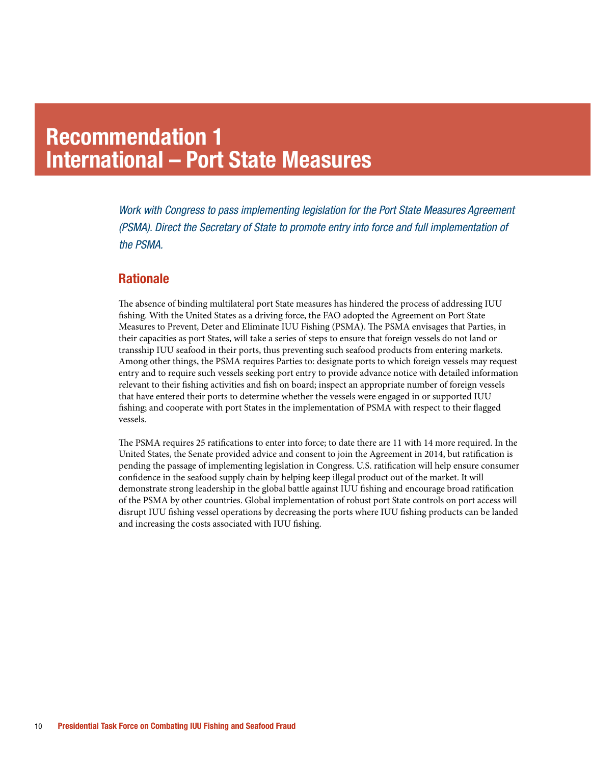# Recommendation 1
# International – Port State Measures

*Work with Congress to pass implementing legislation for the Port State Measures Agreement (PSMA). Direct the Secretary of State to promote entry into force and full implementation of the PSMA.*

## Rationale

The absence of binding multilateral port State measures has hindered the process of addressing IUU fishing. With the United States as a driving force, the FAO adopted the Agreement on Port State Measures to Prevent, Deter and Eliminate IUU Fishing (PSMA). The PSMA envisages that Parties, in their capacities as port States, will take a series of steps to ensure that foreign vessels do not land or transship IUU seafood in their ports, thus preventing such seafood products from entering markets. Among other things, the PSMA requires Parties to: designate ports to which foreign vessels may request entry and to require such vessels seeking port entry to provide advance notice with detailed information relevant to their fishing activities and fish on board; inspect an appropriate number of foreign vessels that have entered their ports to determine whether the vessels were engaged in or supported IUU fishing; and cooperate with port States in the implementation of PSMA with respect to their flagged vessels.

The PSMA requires 25 ratifications to enter into force; to date there are 11 with 14 more required. In the United States, the Senate provided advice and consent to join the Agreement in 2014, but ratification is pending the passage of implementing legislation in Congress. U.S. ratification will help ensure consumer confidence in the seafood supply chain by helping keep illegal product out of the market. It will demonstrate strong leadership in the global battle against IUU fishing and encourage broad ratification of the PSMA by other countries. Global implementation of robust port State controls on port access will disrupt IUU fishing vessel operations by decreasing the ports where IUU fishing products can be landed and increasing the costs associated with IUU fishing.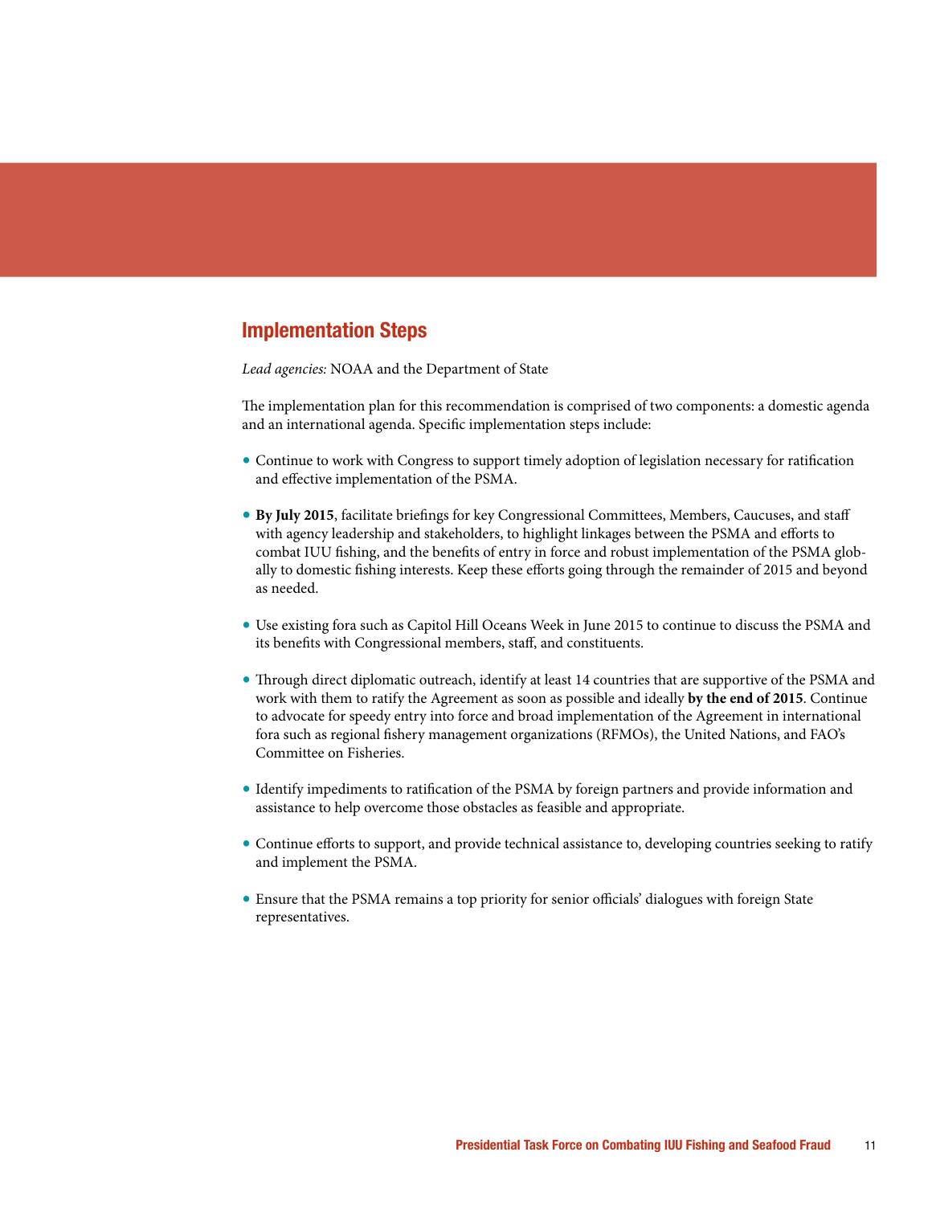## Implementation Steps

*Lead agencies:* NOAA and the Department of State

The implementation plan for this recommendation is comprised of two components: a domestic agenda and an international agenda. Specific implementation steps include:

- Continue to work with Congress to support timely adoption of legislation necessary for ratification and effective implementation of the PSMA.
- **By July 2015**, facilitate briefings for key Congressional Committees, Members, Caucuses, and staff with agency leadership and stakeholders, to highlight linkages between the PSMA and efforts to combat IUU fishing, and the benefits of entry in force and robust implementation of the PSMA globally to domestic fishing interests. Keep these efforts going through the remainder of 2015 and beyond as needed.
- Use existing fora such as Capitol Hill Oceans Week in June 2015 to continue to discuss the PSMA and its benefits with Congressional members, staff, and constituents.
- Through direct diplomatic outreach, identify at least 14 countries that are supportive of the PSMA and work with them to ratify the Agreement as soon as possible and ideally **by the end of 2015**. Continue to advocate for speedy entry into force and broad implementation of the Agreement in international fora such as regional fishery management organizations (RFMOs), the United Nations, and FAO's Committee on Fisheries.
- Identify impediments to ratification of the PSMA by foreign partners and provide information and assistance to help overcome those obstacles as feasible and appropriate.
- Continue efforts to support, and provide technical assistance to, developing countries seeking to ratify and implement the PSMA.
- Ensure that the PSMA remains a top priority for senior officials' dialogues with foreign State representatives.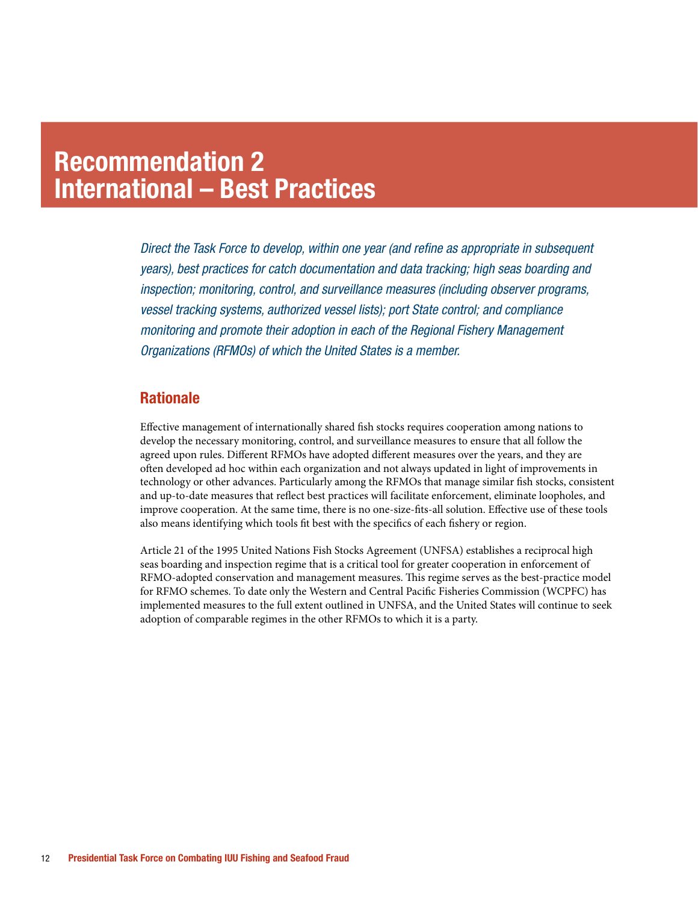# Recommendation 2
# International – Best Practices

*Direct the Task Force to develop, within one year (and refine as appropriate in subsequent years), best practices for catch documentation and data tracking; high seas boarding and inspection; monitoring, control, and surveillance measures (including observer programs, vessel tracking systems, authorized vessel lists); port State control; and compliance monitoring and promote their adoption in each of the Regional Fishery Management Organizations (RFMOs) of which the United States is a member.*

## Rationale

Effective management of internationally shared fish stocks requires cooperation among nations to develop the necessary monitoring, control, and surveillance measures to ensure that all follow the agreed upon rules. Different RFMOs have adopted different measures over the years, and they are often developed ad hoc within each organization and not always updated in light of improvements in technology or other advances. Particularly among the RFMOs that manage similar fish stocks, consistent and up-to-date measures that reflect best practices will facilitate enforcement, eliminate loopholes, and improve cooperation. At the same time, there is no one-size-fits-all solution. Effective use of these tools also means identifying which tools fit best with the specifics of each fishery or region.

Article 21 of the 1995 United Nations Fish Stocks Agreement (UNFSA) establishes a reciprocal high seas boarding and inspection regime that is a critical tool for greater cooperation in enforcement of RFMO-adopted conservation and management measures. This regime serves as the best-practice model for RFMO schemes. To date only the Western and Central Pacific Fisheries Commission (WCPFC) has implemented measures to the full extent outlined in UNFSA, and the United States will continue to seek adoption of comparable regimes in the other RFMOs to which it is a party.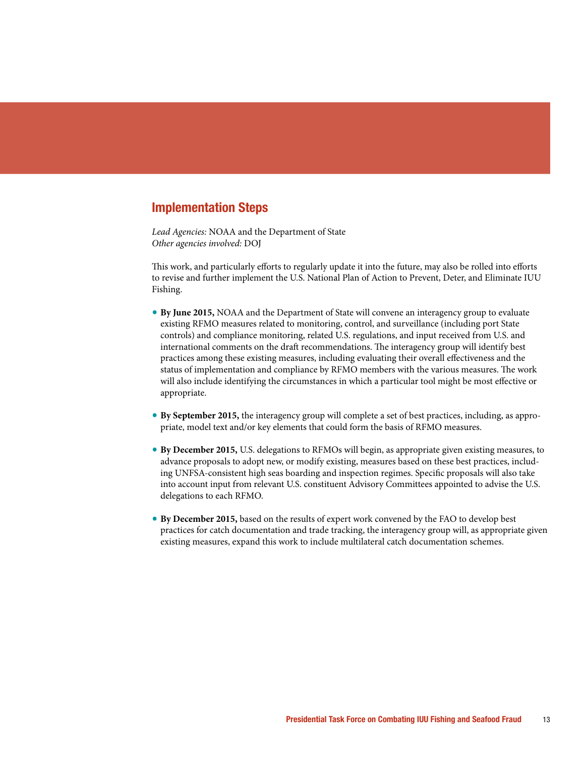## Implementation Steps

*Lead Agencies:* NOAA and the Department of State
*Other agencies involved:* DOJ

This work, and particularly efforts to regularly update it into the future, may also be rolled into efforts to revise and further implement the U.S. National Plan of Action to Prevent, Deter, and Eliminate IUU Fishing.

- **By June 2015,** NOAA and the Department of State will convene an interagency group to evaluate existing RFMO measures related to monitoring, control, and surveillance (including port State controls) and compliance monitoring, related U.S. regulations, and input received from U.S. and international comments on the draft recommendations. The interagency group will identify best practices among these existing measures, including evaluating their overall effectiveness and the status of implementation and compliance by RFMO members with the various measures. The work will also include identifying the circumstances in which a particular tool might be most effective or appropriate.

- **By September 2015,** the interagency group will complete a set of best practices, including, as appropriate, model text and/or key elements that could form the basis of RFMO measures.

- **By December 2015,** U.S. delegations to RFMOs will begin, as appropriate given existing measures, to advance proposals to adopt new, or modify existing, measures based on these best practices, including UNFSA-consistent high seas boarding and inspection regimes. Specific proposals will also take into account input from relevant U.S. constituent Advisory Committees appointed to advise the U.S. delegations to each RFMO.

- **By December 2015,** based on the results of expert work convened by the FAO to develop best practices for catch documentation and trade tracking, the interagency group will, as appropriate given existing measures, expand this work to include multilateral catch documentation schemes.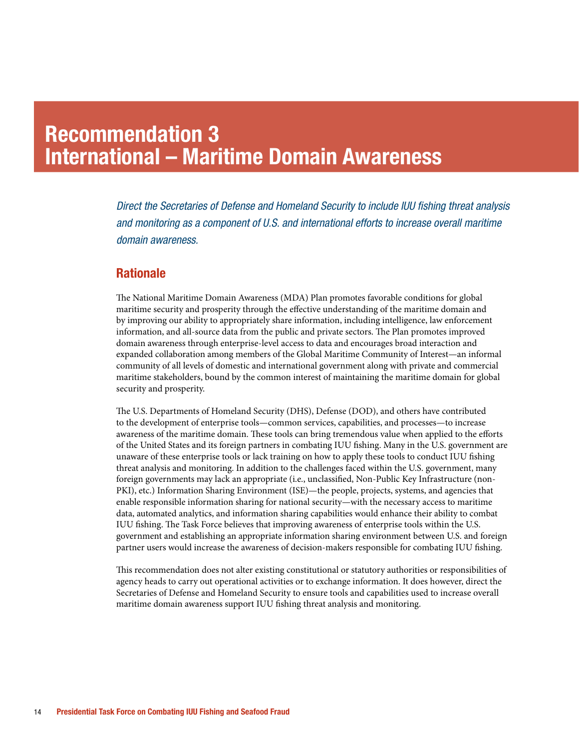# Recommendation 3
# International – Maritime Domain Awareness

*Direct the Secretaries of Defense and Homeland Security to include IUU fishing threat analysis and monitoring as a component of U.S. and international efforts to increase overall maritime domain awareness.*

## Rationale

The National Maritime Domain Awareness (MDA) Plan promotes favorable conditions for global maritime security and prosperity through the effective understanding of the maritime domain and by improving our ability to appropriately share information, including intelligence, law enforcement information, and all-source data from the public and private sectors. The Plan promotes improved domain awareness through enterprise-level access to data and encourages broad interaction and expanded collaboration among members of the Global Maritime Community of Interest—an informal community of all levels of domestic and international government along with private and commercial maritime stakeholders, bound by the common interest of maintaining the maritime domain for global security and prosperity.

The U.S. Departments of Homeland Security (DHS), Defense (DOD), and others have contributed to the development of enterprise tools—common services, capabilities, and processes—to increase awareness of the maritime domain. These tools can bring tremendous value when applied to the efforts of the United States and its foreign partners in combating IUU fishing. Many in the U.S. government are unaware of these enterprise tools or lack training on how to apply these tools to conduct IUU fishing threat analysis and monitoring. In addition to the challenges faced within the U.S. government, many foreign governments may lack an appropriate (i.e., unclassified, Non-Public Key Infrastructure (non-PKI), etc.) Information Sharing Environment (ISE)—the people, projects, systems, and agencies that enable responsible information sharing for national security—with the necessary access to maritime data, automated analytics, and information sharing capabilities would enhance their ability to combat IUU fishing. The Task Force believes that improving awareness of enterprise tools within the U.S. government and establishing an appropriate information sharing environment between U.S. and foreign partner users would increase the awareness of decision-makers responsible for combating IUU fishing.

This recommendation does not alter existing constitutional or statutory authorities or responsibilities of agency heads to carry out operational activities or to exchange information. It does however, direct the Secretaries of Defense and Homeland Security to ensure tools and capabilities used to increase overall maritime domain awareness support IUU fishing threat analysis and monitoring.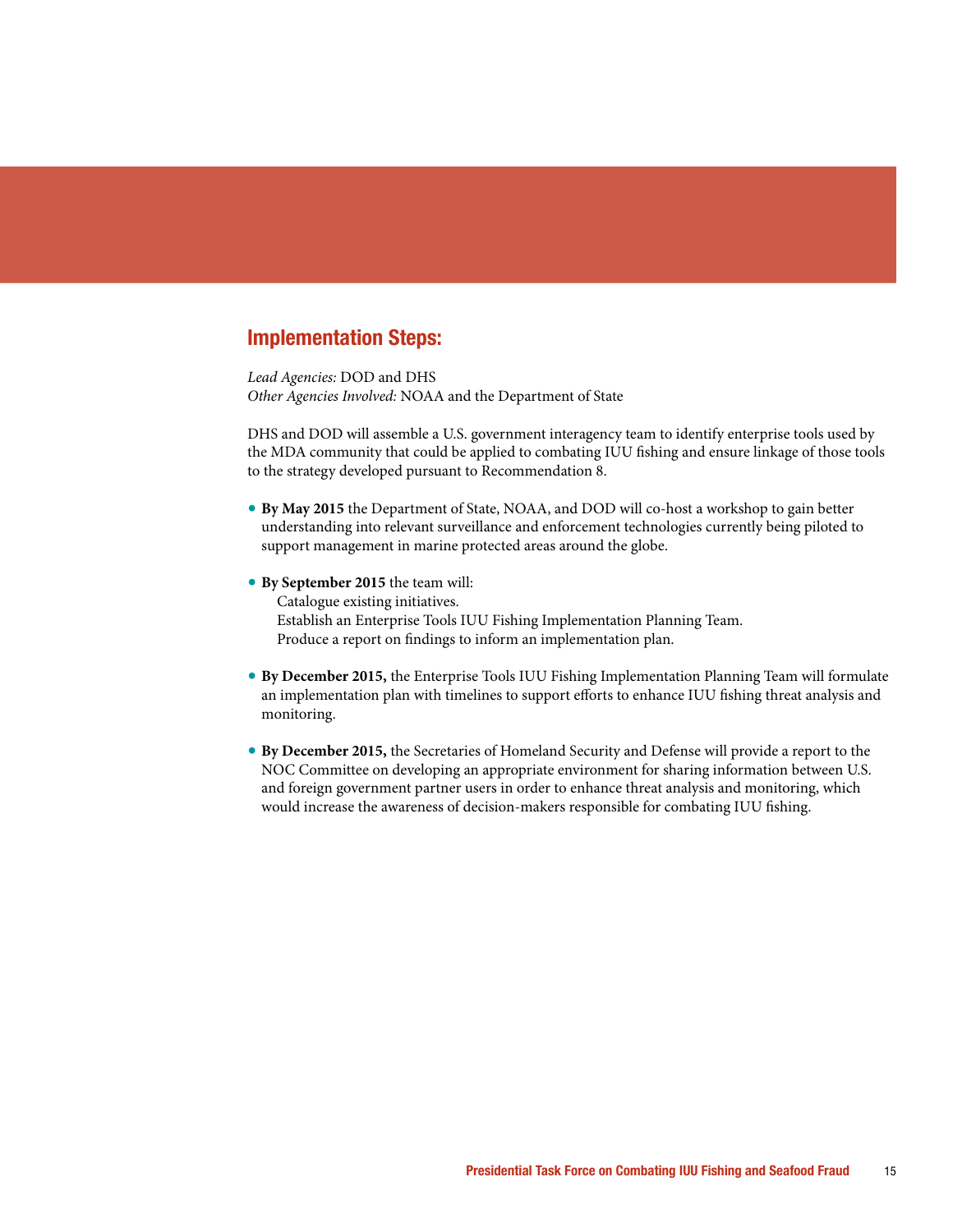## Implementation Steps:

*Lead Agencies:* DOD and DHS
*Other Agencies Involved:* NOAA and the Department of State

DHS and DOD will assemble a U.S. government interagency team to identify enterprise tools used by the MDA community that could be applied to combating IUU fishing and ensure linkage of those tools to the strategy developed pursuant to Recommendation 8.

- **By May 2015** the Department of State, NOAA, and DOD will co-host a workshop to gain better understanding into relevant surveillance and enforcement technologies currently being piloted to support management in marine protected areas around the globe.

- **By September 2015** the team will:
  - Catalogue existing initiatives.
  - Establish an Enterprise Tools IUU Fishing Implementation Planning Team.
  - Produce a report on findings to inform an implementation plan.

- **By December 2015,** the Enterprise Tools IUU Fishing Implementation Planning Team will formulate an implementation plan with timelines to support efforts to enhance IUU fishing threat analysis and monitoring.

- **By December 2015,** the Secretaries of Homeland Security and Defense will provide a report to the NOC Committee on developing an appropriate environment for sharing information between U.S. and foreign government partner users in order to enhance threat analysis and monitoring, which would increase the awareness of decision-makers responsible for combating IUU fishing.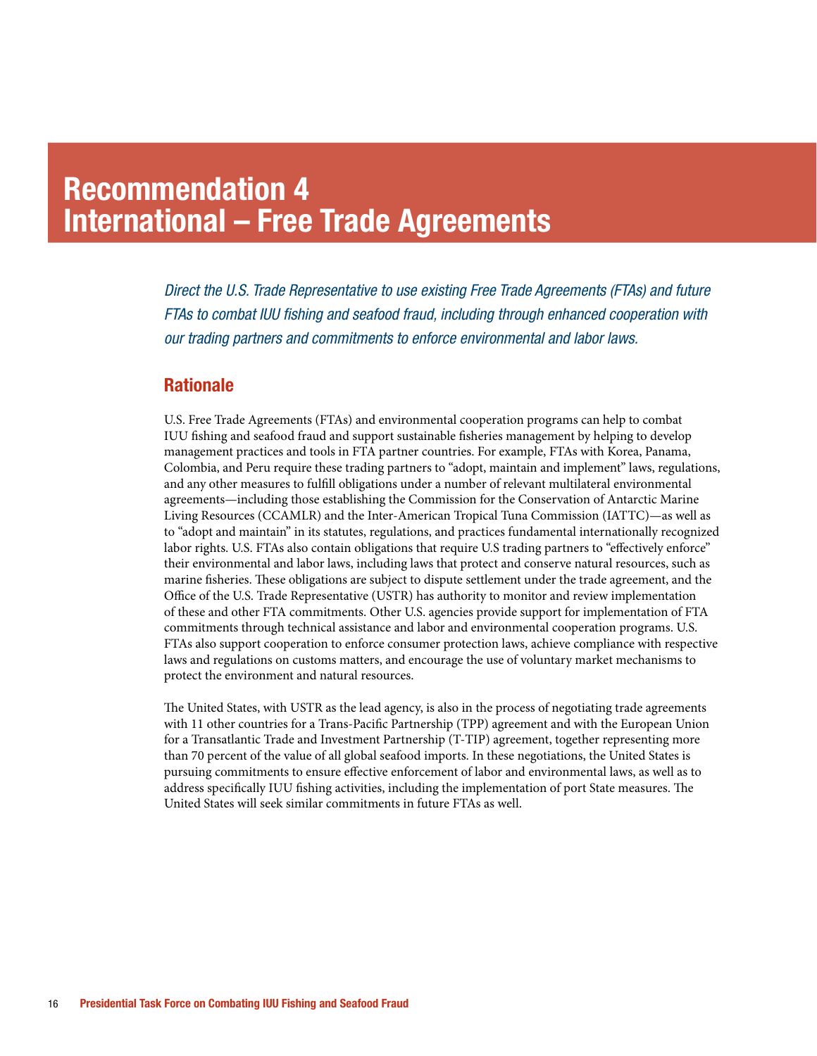# Recommendation 4
# International – Free Trade Agreements

*Direct the U.S. Trade Representative to use existing Free Trade Agreements (FTAs) and future FTAs to combat IUU fishing and seafood fraud, including through enhanced cooperation with our trading partners and commitments to enforce environmental and labor laws.*

## Rationale

U.S. Free Trade Agreements (FTAs) and environmental cooperation programs can help to combat IUU fishing and seafood fraud and support sustainable fisheries management by helping to develop management practices and tools in FTA partner countries. For example, FTAs with Korea, Panama, Colombia, and Peru require these trading partners to "adopt, maintain and implement" laws, regulations, and any other measures to fulfill obligations under a number of relevant multilateral environmental agreements—including those establishing the Commission for the Conservation of Antarctic Marine Living Resources (CCAMLR) and the Inter-American Tropical Tuna Commission (IATTC)—as well as to "adopt and maintain" in its statutes, regulations, and practices fundamental internationally recognized labor rights. U.S. FTAs also contain obligations that require U.S trading partners to "effectively enforce" their environmental and labor laws, including laws that protect and conserve natural resources, such as marine fisheries. These obligations are subject to dispute settlement under the trade agreement, and the Office of the U.S. Trade Representative (USTR) has authority to monitor and review implementation of these and other FTA commitments. Other U.S. agencies provide support for implementation of FTA commitments through technical assistance and labor and environmental cooperation programs. U.S. FTAs also support cooperation to enforce consumer protection laws, achieve compliance with respective laws and regulations on customs matters, and encourage the use of voluntary market mechanisms to protect the environment and natural resources.

The United States, with USTR as the lead agency, is also in the process of negotiating trade agreements with 11 other countries for a Trans-Pacific Partnership (TPP) agreement and with the European Union for a Transatlantic Trade and Investment Partnership (T-TIP) agreement, together representing more than 70 percent of the value of all global seafood imports. In these negotiations, the United States is pursuing commitments to ensure effective enforcement of labor and environmental laws, as well as to address specifically IUU fishing activities, including the implementation of port State measures. The United States will seek similar commitments in future FTAs as well.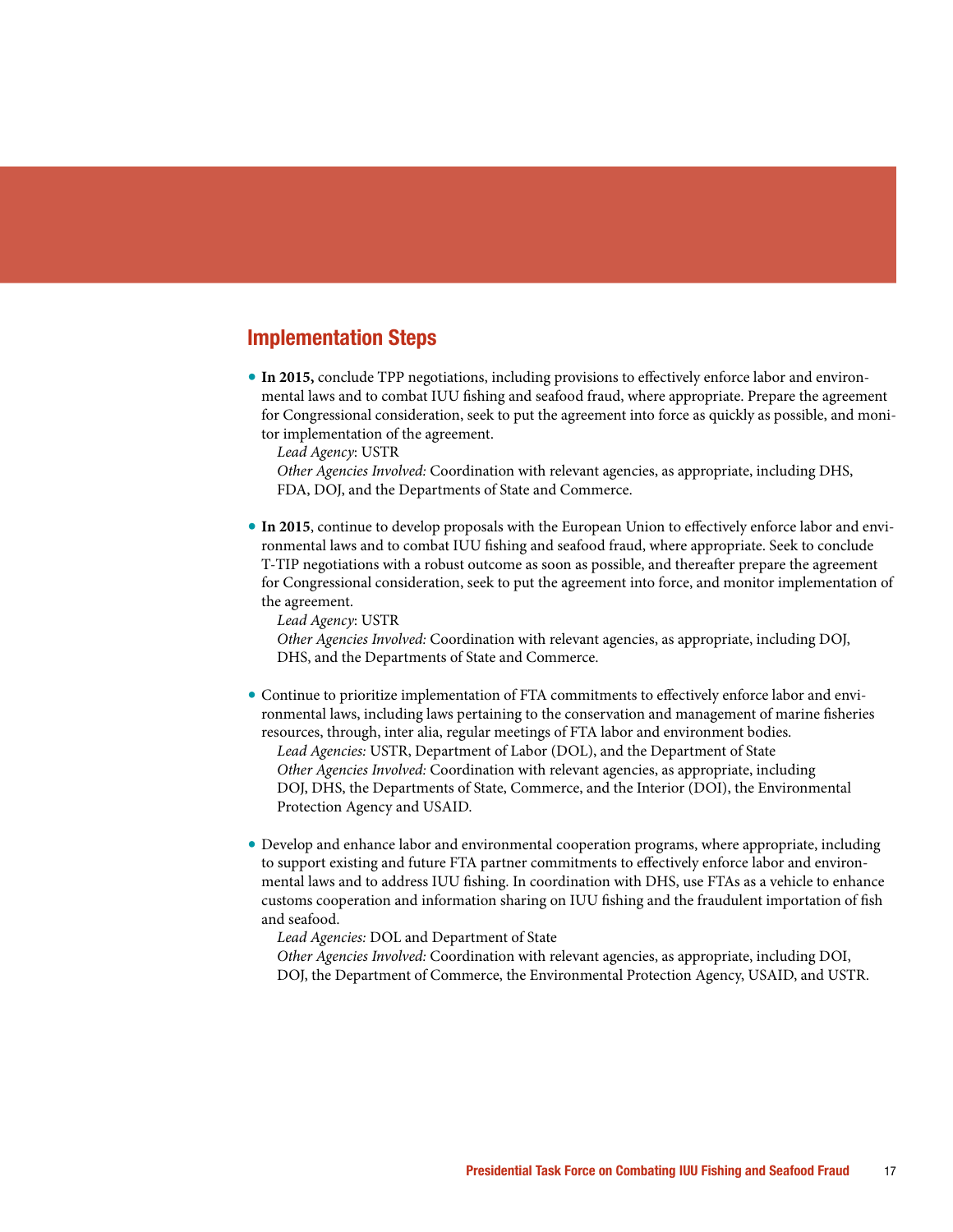## Implementation Steps

- **In 2015,** conclude TPP negotiations, including provisions to effectively enforce labor and environmental laws and to combat IUU fishing and seafood fraud, where appropriate. Prepare the agreement for Congressional consideration, seek to put the agreement into force as quickly as possible, and monitor implementation of the agreement.
  *Lead Agency*: USTR
  *Other Agencies Involved:* Coordination with relevant agencies, as appropriate, including DHS, FDA, DOJ, and the Departments of State and Commerce.

- **In 2015**, continue to develop proposals with the European Union to effectively enforce labor and environmental laws and to combat IUU fishing and seafood fraud, where appropriate. Seek to conclude T-TIP negotiations with a robust outcome as soon as possible, and thereafter prepare the agreement for Congressional consideration, seek to put the agreement into force, and monitor implementation of the agreement.
  *Lead Agency*: USTR
  *Other Agencies Involved:* Coordination with relevant agencies, as appropriate, including DOJ, DHS, and the Departments of State and Commerce.

- Continue to prioritize implementation of FTA commitments to effectively enforce labor and environmental laws, including laws pertaining to the conservation and management of marine fisheries resources, through, inter alia, regular meetings of FTA labor and environment bodies.
  *Lead Agencies:* USTR, Department of Labor (DOL), and the Department of State
  *Other Agencies Involved:* Coordination with relevant agencies, as appropriate, including DOJ, DHS, the Departments of State, Commerce, and the Interior (DOI), the Environmental Protection Agency and USAID.

- Develop and enhance labor and environmental cooperation programs, where appropriate, including to support existing and future FTA partner commitments to effectively enforce labor and environmental laws and to address IUU fishing. In coordination with DHS, use FTAs as a vehicle to enhance customs cooperation and information sharing on IUU fishing and the fraudulent importation of fish and seafood.
  *Lead Agencies:* DOL and Department of State
  *Other Agencies Involved:* Coordination with relevant agencies, as appropriate, including DOI, DOJ, the Department of Commerce, the Environmental Protection Agency, USAID, and USTR.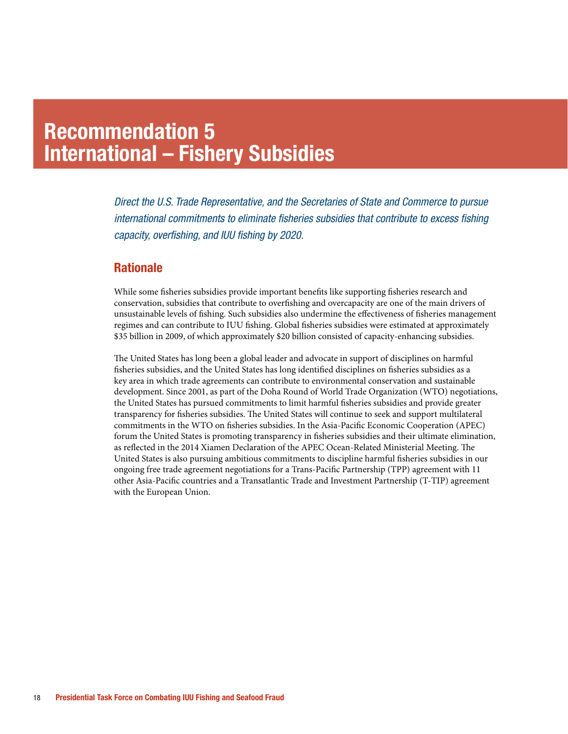# Recommendation 5
# International – Fishery Subsidies

*Direct the U.S. Trade Representative, and the Secretaries of State and Commerce to pursue international commitments to eliminate fisheries subsidies that contribute to excess fishing capacity, overfishing, and IUU fishing by 2020.*

## Rationale

While some fisheries subsidies provide important benefits like supporting fisheries research and conservation, subsidies that contribute to overfishing and overcapacity are one of the main drivers of unsustainable levels of fishing. Such subsidies also undermine the effectiveness of fisheries management regimes and can contribute to IUU fishing. Global fisheries subsidies were estimated at approximately $35 billion in 2009, of which approximately $20 billion consisted of capacity-enhancing subsidies.

The United States has long been a global leader and advocate in support of disciplines on harmful fisheries subsidies, and the United States has long identified disciplines on fisheries subsidies as a key area in which trade agreements can contribute to environmental conservation and sustainable development. Since 2001, as part of the Doha Round of World Trade Organization (WTO) negotiations, the United States has pursued commitments to limit harmful fisheries subsidies and provide greater transparency for fisheries subsidies. The United States will continue to seek and support multilateral commitments in the WTO on fisheries subsidies. In the Asia-Pacific Economic Cooperation (APEC) forum the United States is promoting transparency in fisheries subsidies and their ultimate elimination, as reflected in the 2014 Xiamen Declaration of the APEC Ocean-Related Ministerial Meeting. The United States is also pursuing ambitious commitments to discipline harmful fisheries subsidies in our ongoing free trade agreement negotiations for a Trans-Pacific Partnership (TPP) agreement with 11 other Asia-Pacific countries and a Transatlantic Trade and Investment Partnership (T-TIP) agreement with the European Union.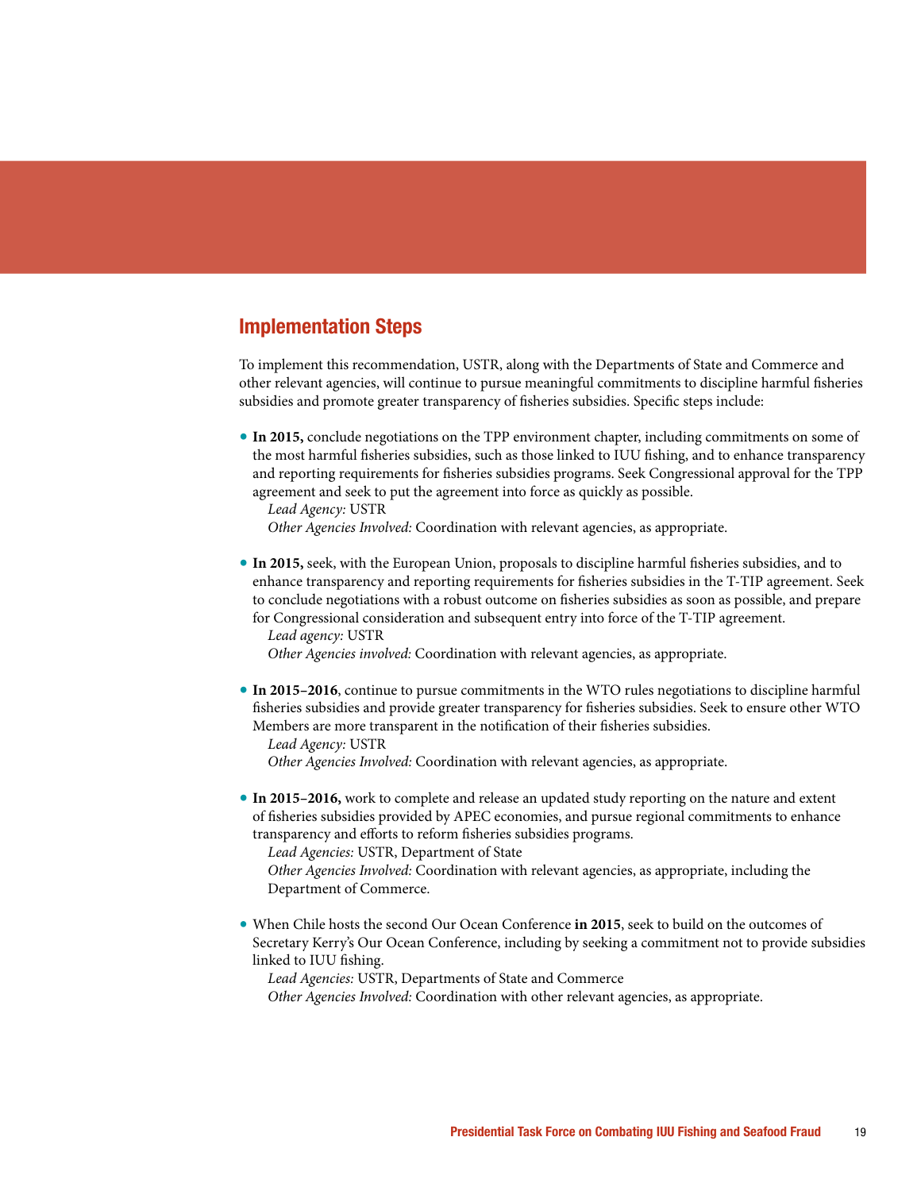## Implementation Steps

To implement this recommendation, USTR, along with the Departments of State and Commerce and other relevant agencies, will continue to pursue meaningful commitments to discipline harmful fisheries subsidies and promote greater transparency of fisheries subsidies. Specific steps include:

- **In 2015,** conclude negotiations on the TPP environment chapter, including commitments on some of the most harmful fisheries subsidies, such as those linked to IUU fishing, and to enhance transparency and reporting requirements for fisheries subsidies programs. Seek Congressional approval for the TPP agreement and seek to put the agreement into force as quickly as possible.
  *Lead Agency:* USTR
  *Other Agencies Involved:* Coordination with relevant agencies, as appropriate.

- **In 2015,** seek, with the European Union, proposals to discipline harmful fisheries subsidies, and to enhance transparency and reporting requirements for fisheries subsidies in the T-TIP agreement. Seek to conclude negotiations with a robust outcome on fisheries subsidies as soon as possible, and prepare for Congressional consideration and subsequent entry into force of the T-TIP agreement.
  *Lead agency:* USTR
  *Other Agencies involved:* Coordination with relevant agencies, as appropriate.

- **In 2015–2016**, continue to pursue commitments in the WTO rules negotiations to discipline harmful fisheries subsidies and provide greater transparency for fisheries subsidies. Seek to ensure other WTO Members are more transparent in the notification of their fisheries subsidies.
  *Lead Agency:* USTR
  *Other Agencies Involved:* Coordination with relevant agencies, as appropriate.

- **In 2015–2016,** work to complete and release an updated study reporting on the nature and extent of fisheries subsidies provided by APEC economies, and pursue regional commitments to enhance transparency and efforts to reform fisheries subsidies programs.
  *Lead Agencies:* USTR, Department of State
  *Other Agencies Involved:* Coordination with relevant agencies, as appropriate, including the Department of Commerce.

- When Chile hosts the second Our Ocean Conference **in 2015**, seek to build on the outcomes of Secretary Kerry's Our Ocean Conference, including by seeking a commitment not to provide subsidies linked to IUU fishing.
  *Lead Agencies:* USTR, Departments of State and Commerce
  *Other Agencies Involved:* Coordination with other relevant agencies, as appropriate.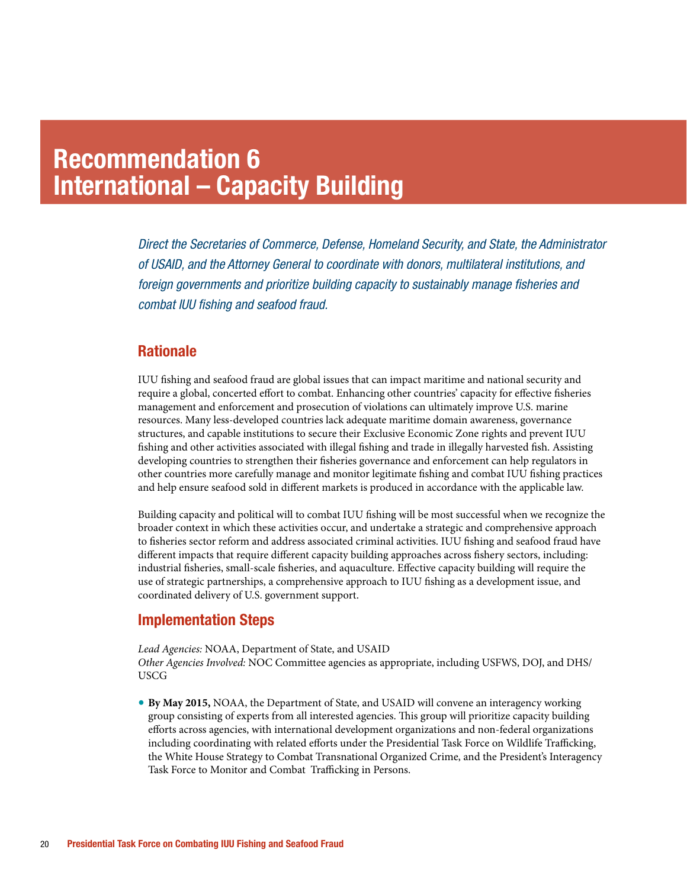# Recommendation 6
# International – Capacity Building

*Direct the Secretaries of Commerce, Defense, Homeland Security, and State, the Administrator of USAID, and the Attorney General to coordinate with donors, multilateral institutions, and foreign governments and prioritize building capacity to sustainably manage fisheries and combat IUU fishing and seafood fraud.*

## Rationale

IUU fishing and seafood fraud are global issues that can impact maritime and national security and require a global, concerted effort to combat. Enhancing other countries' capacity for effective fisheries management and enforcement and prosecution of violations can ultimately improve U.S. marine resources. Many less-developed countries lack adequate maritime domain awareness, governance structures, and capable institutions to secure their Exclusive Economic Zone rights and prevent IUU fishing and other activities associated with illegal fishing and trade in illegally harvested fish. Assisting developing countries to strengthen their fisheries governance and enforcement can help regulators in other countries more carefully manage and monitor legitimate fishing and combat IUU fishing practices and help ensure seafood sold in different markets is produced in accordance with the applicable law.

Building capacity and political will to combat IUU fishing will be most successful when we recognize the broader context in which these activities occur, and undertake a strategic and comprehensive approach to fisheries sector reform and address associated criminal activities. IUU fishing and seafood fraud have different impacts that require different capacity building approaches across fishery sectors, including: industrial fisheries, small-scale fisheries, and aquaculture. Effective capacity building will require the use of strategic partnerships, a comprehensive approach to IUU fishing as a development issue, and coordinated delivery of U.S. government support.

## Implementation Steps

*Lead Agencies:* NOAA, Department of State, and USAID
*Other Agencies Involved:* NOC Committee agencies as appropriate, including USFWS, DOJ, and DHS/USCG

- **By May 2015,** NOAA, the Department of State, and USAID will convene an interagency working group consisting of experts from all interested agencies. This group will prioritize capacity building efforts across agencies, with international development organizations and non-federal organizations including coordinating with related efforts under the Presidential Task Force on Wildlife Trafficking, the White House Strategy to Combat Transnational Organized Crime, and the President's Interagency Task Force to Monitor and Combat Trafficking in Persons.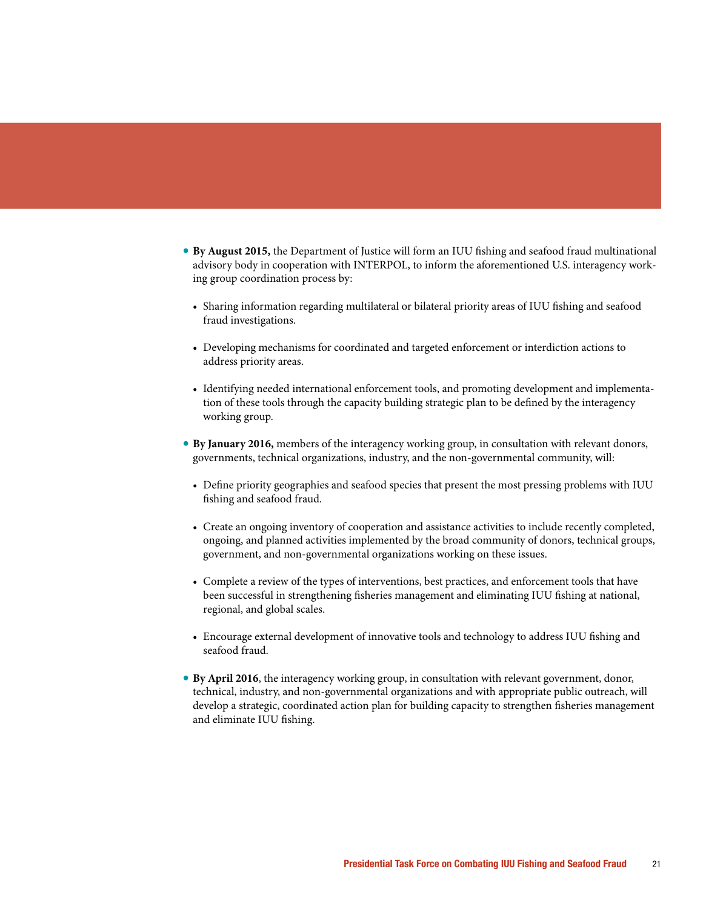- **By August 2015,** the Department of Justice will form an IUU fishing and seafood fraud multinational advisory body in cooperation with INTERPOL, to inform the aforementioned U.S. interagency working group coordination process by:
  - Sharing information regarding multilateral or bilateral priority areas of IUU fishing and seafood fraud investigations.
  - Developing mechanisms for coordinated and targeted enforcement or interdiction actions to address priority areas.
  - Identifying needed international enforcement tools, and promoting development and implementation of these tools through the capacity building strategic plan to be defined by the interagency working group.
- **By January 2016,** members of the interagency working group, in consultation with relevant donors, governments, technical organizations, industry, and the non-governmental community, will:
  - Define priority geographies and seafood species that present the most pressing problems with IUU fishing and seafood fraud.
  - Create an ongoing inventory of cooperation and assistance activities to include recently completed, ongoing, and planned activities implemented by the broad community of donors, technical groups, government, and non-governmental organizations working on these issues.
  - Complete a review of the types of interventions, best practices, and enforcement tools that have been successful in strengthening fisheries management and eliminating IUU fishing at national, regional, and global scales.
  - Encourage external development of innovative tools and technology to address IUU fishing and seafood fraud.
- **By April 2016**, the interagency working group, in consultation with relevant government, donor, technical, industry, and non-governmental organizations and with appropriate public outreach, will develop a strategic, coordinated action plan for building capacity to strengthen fisheries management and eliminate IUU fishing.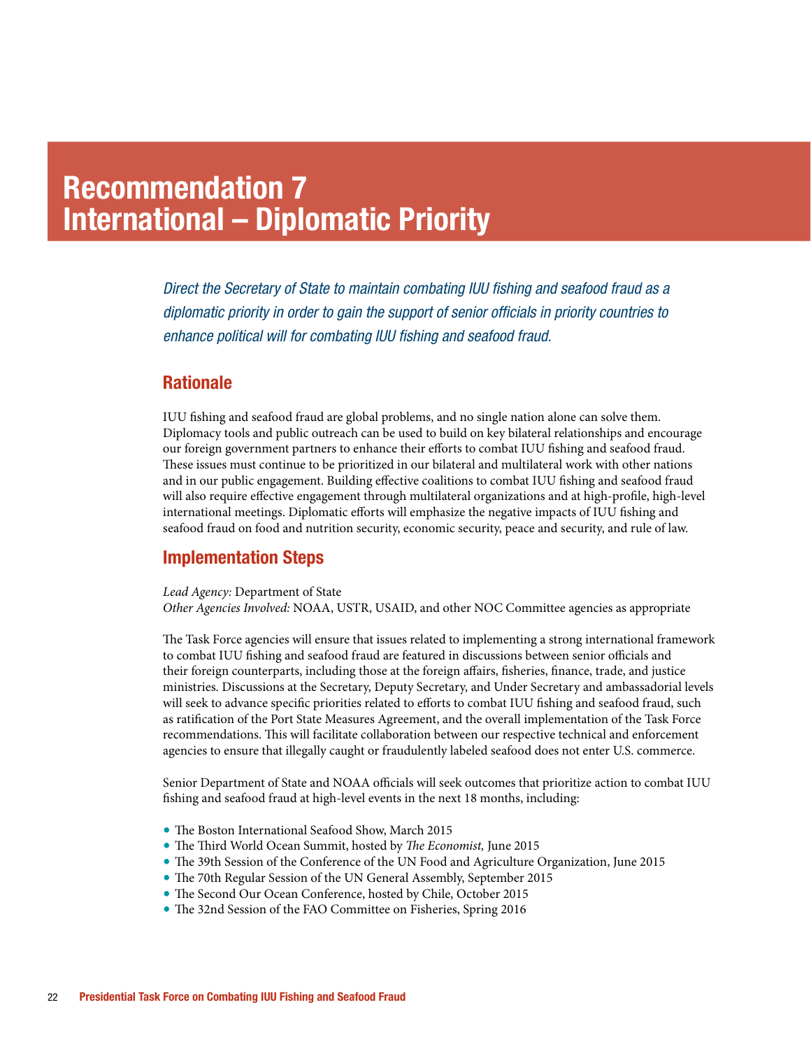# Recommendation 7
# International – Diplomatic Priority

*Direct the Secretary of State to maintain combating IUU fishing and seafood fraud as a diplomatic priority in order to gain the support of senior officials in priority countries to enhance political will for combating IUU fishing and seafood fraud.*

## Rationale

IUU fishing and seafood fraud are global problems, and no single nation alone can solve them. Diplomacy tools and public outreach can be used to build on key bilateral relationships and encourage our foreign government partners to enhance their efforts to combat IUU fishing and seafood fraud. These issues must continue to be prioritized in our bilateral and multilateral work with other nations and in our public engagement. Building effective coalitions to combat IUU fishing and seafood fraud will also require effective engagement through multilateral organizations and at high-profile, high-level international meetings. Diplomatic efforts will emphasize the negative impacts of IUU fishing and seafood fraud on food and nutrition security, economic security, peace and security, and rule of law.

## Implementation Steps

*Lead Agency:* Department of State
*Other Agencies Involved:* NOAA, USTR, USAID, and other NOC Committee agencies as appropriate

The Task Force agencies will ensure that issues related to implementing a strong international framework to combat IUU fishing and seafood fraud are featured in discussions between senior officials and their foreign counterparts, including those at the foreign affairs, fisheries, finance, trade, and justice ministries. Discussions at the Secretary, Deputy Secretary, and Under Secretary and ambassadorial levels will seek to advance specific priorities related to efforts to combat IUU fishing and seafood fraud, such as ratification of the Port State Measures Agreement, and the overall implementation of the Task Force recommendations. This will facilitate collaboration between our respective technical and enforcement agencies to ensure that illegally caught or fraudulently labeled seafood does not enter U.S. commerce.

Senior Department of State and NOAA officials will seek outcomes that prioritize action to combat IUU fishing and seafood fraud at high-level events in the next 18 months, including:

- The Boston International Seafood Show, March 2015
- The Third World Ocean Summit, hosted by *The Economist,* June 2015
- The 39th Session of the Conference of the UN Food and Agriculture Organization, June 2015
- The 70th Regular Session of the UN General Assembly, September 2015
- The Second Our Ocean Conference, hosted by Chile, October 2015
- The 32nd Session of the FAO Committee on Fisheries, Spring 2016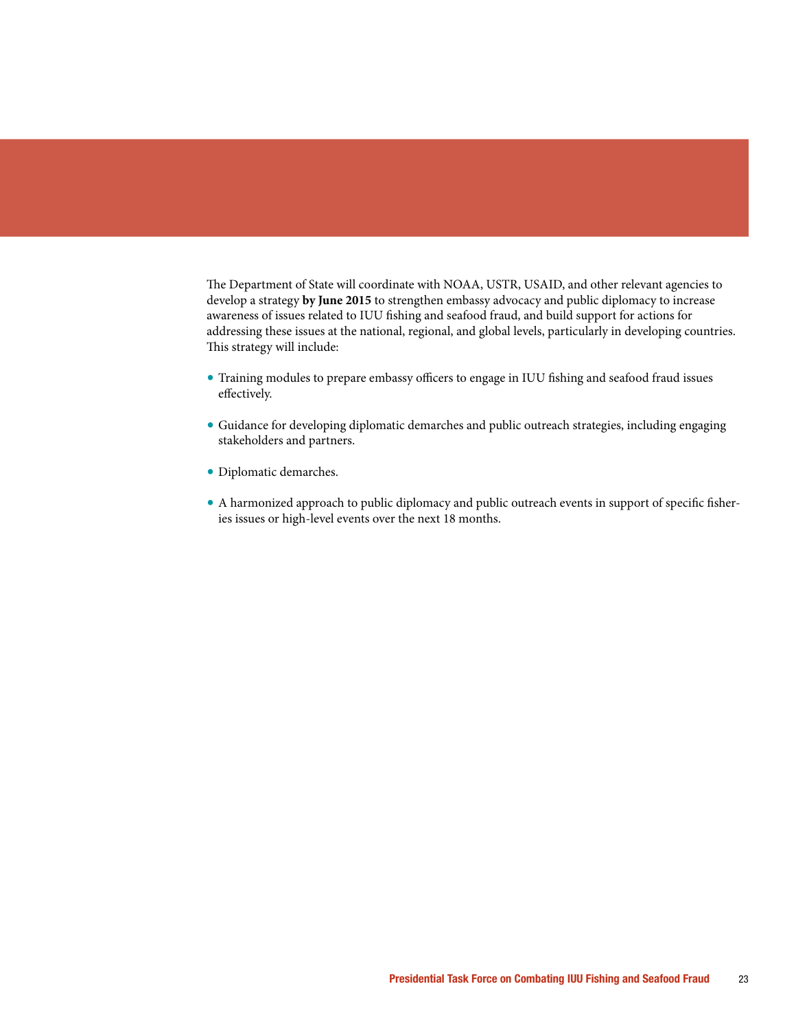The Department of State will coordinate with NOAA, USTR, USAID, and other relevant agencies to develop a strategy **by June 2015** to strengthen embassy advocacy and public diplomacy to increase awareness of issues related to IUU fishing and seafood fraud, and build support for actions for addressing these issues at the national, regional, and global levels, particularly in developing countries. This strategy will include:

- Training modules to prepare embassy officers to engage in IUU fishing and seafood fraud issues effectively.
- Guidance for developing diplomatic demarches and public outreach strategies, including engaging stakeholders and partners.
- Diplomatic demarches.
- A harmonized approach to public diplomacy and public outreach events in support of specific fisheries issues or high-level events over the next 18 months.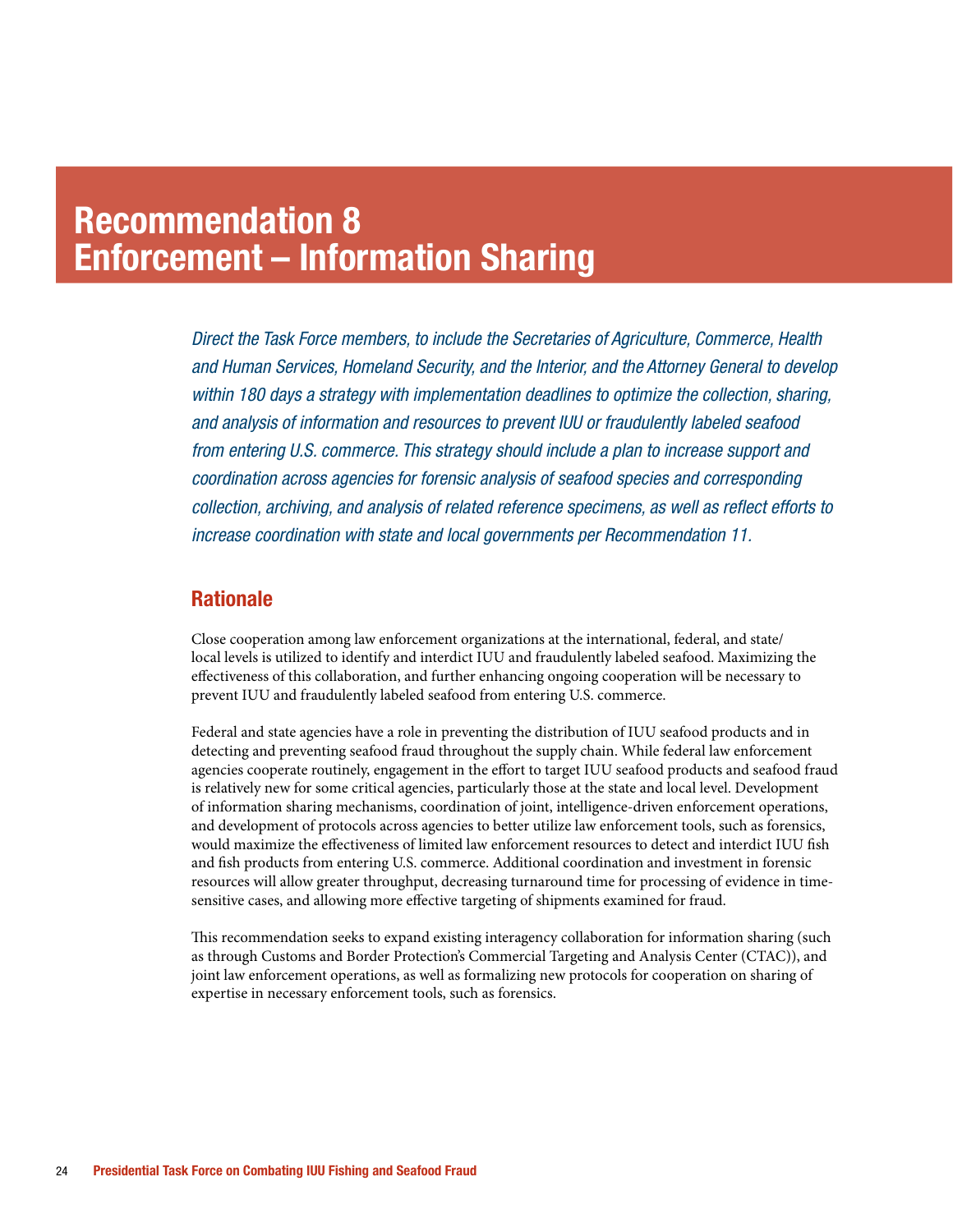# Recommendation 8
# Enforcement – Information Sharing

*Direct the Task Force members, to include the Secretaries of Agriculture, Commerce, Health and Human Services, Homeland Security, and the Interior, and the Attorney General to develop within 180 days a strategy with implementation deadlines to optimize the collection, sharing, and analysis of information and resources to prevent IUU or fraudulently labeled seafood from entering U.S. commerce. This strategy should include a plan to increase support and coordination across agencies for forensic analysis of seafood species and corresponding collection, archiving, and analysis of related reference specimens, as well as reflect efforts to increase coordination with state and local governments per Recommendation 11.*

## Rationale

Close cooperation among law enforcement organizations at the international, federal, and state/local levels is utilized to identify and interdict IUU and fraudulently labeled seafood. Maximizing the effectiveness of this collaboration, and further enhancing ongoing cooperation will be necessary to prevent IUU and fraudulently labeled seafood from entering U.S. commerce.

Federal and state agencies have a role in preventing the distribution of IUU seafood products and in detecting and preventing seafood fraud throughout the supply chain. While federal law enforcement agencies cooperate routinely, engagement in the effort to target IUU seafood products and seafood fraud is relatively new for some critical agencies, particularly those at the state and local level. Development of information sharing mechanisms, coordination of joint, intelligence-driven enforcement operations, and development of protocols across agencies to better utilize law enforcement tools, such as forensics, would maximize the effectiveness of limited law enforcement resources to detect and interdict IUU fish and fish products from entering U.S. commerce. Additional coordination and investment in forensic resources will allow greater throughput, decreasing turnaround time for processing of evidence in time-sensitive cases, and allowing more effective targeting of shipments examined for fraud.

This recommendation seeks to expand existing interagency collaboration for information sharing (such as through Customs and Border Protection's Commercial Targeting and Analysis Center (CTAC)), and joint law enforcement operations, as well as formalizing new protocols for cooperation on sharing of expertise in necessary enforcement tools, such as forensics.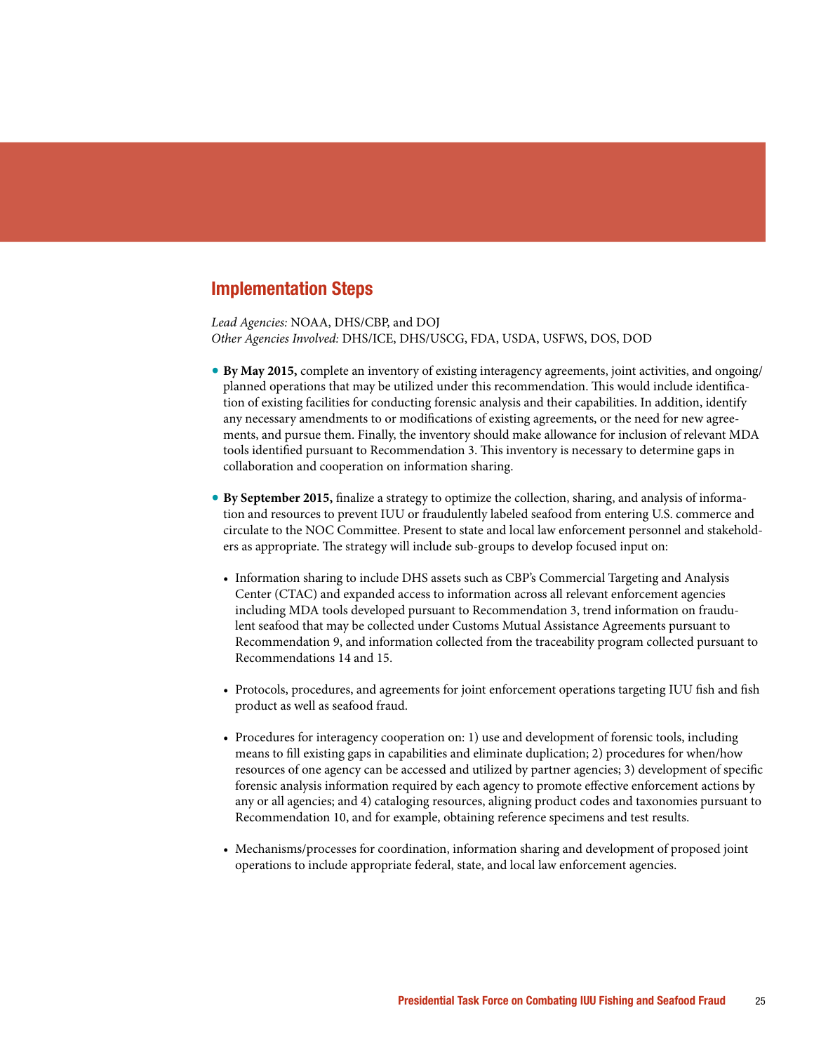## Implementation Steps

*Lead Agencies:* NOAA, DHS/CBP, and DOJ
*Other Agencies Involved:* DHS/ICE, DHS/USCG, FDA, USDA, USFWS, DOS, DOD

- **By May 2015,** complete an inventory of existing interagency agreements, joint activities, and ongoing/planned operations that may be utilized under this recommendation. This would include identification of existing facilities for conducting forensic analysis and their capabilities. In addition, identify any necessary amendments to or modifications of existing agreements, or the need for new agreements, and pursue them. Finally, the inventory should make allowance for inclusion of relevant MDA tools identified pursuant to Recommendation 3. This inventory is necessary to determine gaps in collaboration and cooperation on information sharing.

- **By September 2015,** finalize a strategy to optimize the collection, sharing, and analysis of information and resources to prevent IUU or fraudulently labeled seafood from entering U.S. commerce and circulate to the NOC Committee. Present to state and local law enforcement personnel and stakeholders as appropriate. The strategy will include sub-groups to develop focused input on:

  - Information sharing to include DHS assets such as CBP's Commercial Targeting and Analysis Center (CTAC) and expanded access to information across all relevant enforcement agencies including MDA tools developed pursuant to Recommendation 3, trend information on fraudulent seafood that may be collected under Customs Mutual Assistance Agreements pursuant to Recommendation 9, and information collected from the traceability program collected pursuant to Recommendations 14 and 15.

  - Protocols, procedures, and agreements for joint enforcement operations targeting IUU fish and fish product as well as seafood fraud.

  - Procedures for interagency cooperation on: 1) use and development of forensic tools, including means to fill existing gaps in capabilities and eliminate duplication; 2) procedures for when/how resources of one agency can be accessed and utilized by partner agencies; 3) development of specific forensic analysis information required by each agency to promote effective enforcement actions by any or all agencies; and 4) cataloging resources, aligning product codes and taxonomies pursuant to Recommendation 10, and for example, obtaining reference specimens and test results.

  - Mechanisms/processes for coordination, information sharing and development of proposed joint operations to include appropriate federal, state, and local law enforcement agencies.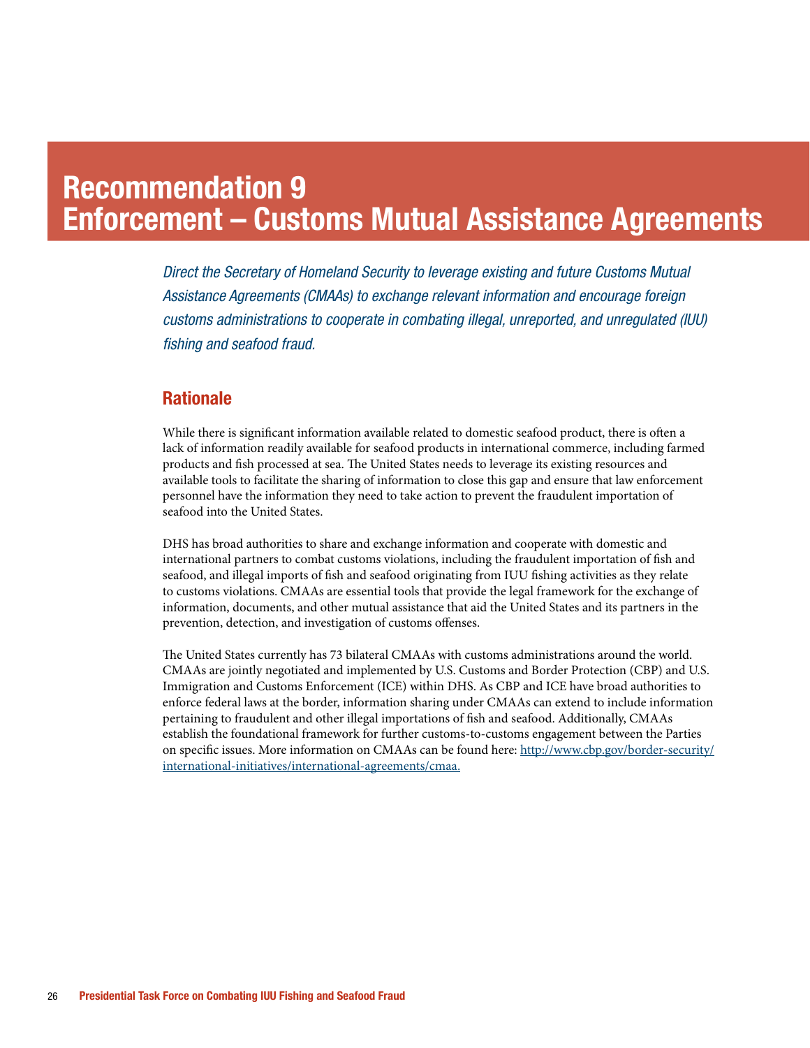# Recommendation 9
# Enforcement – Customs Mutual Assistance Agreements

*Direct the Secretary of Homeland Security to leverage existing and future Customs Mutual Assistance Agreements (CMAAs) to exchange relevant information and encourage foreign customs administrations to cooperate in combating illegal, unreported, and unregulated (IUU) fishing and seafood fraud.*

## Rationale

While there is significant information available related to domestic seafood product, there is often a lack of information readily available for seafood products in international commerce, including farmed products and fish processed at sea. The United States needs to leverage its existing resources and available tools to facilitate the sharing of information to close this gap and ensure that law enforcement personnel have the information they need to take action to prevent the fraudulent importation of seafood into the United States.

DHS has broad authorities to share and exchange information and cooperate with domestic and international partners to combat customs violations, including the fraudulent importation of fish and seafood, and illegal imports of fish and seafood originating from IUU fishing activities as they relate to customs violations. CMAAs are essential tools that provide the legal framework for the exchange of information, documents, and other mutual assistance that aid the United States and its partners in the prevention, detection, and investigation of customs offenses.

The United States currently has 73 bilateral CMAAs with customs administrations around the world. CMAAs are jointly negotiated and implemented by U.S. Customs and Border Protection (CBP) and U.S. Immigration and Customs Enforcement (ICE) within DHS. As CBP and ICE have broad authorities to enforce federal laws at the border, information sharing under CMAAs can extend to include information pertaining to fraudulent and other illegal importations of fish and seafood. Additionally, CMAAs establish the foundational framework for further customs-to-customs engagement between the Parties on specific issues. More information on CMAAs can be found here: [http://www.cbp.gov/border-security/international-initiatives/international-agreements/cmaa.](http://www.cbp.gov/border-security/international-initiatives/international-agreements/cmaa)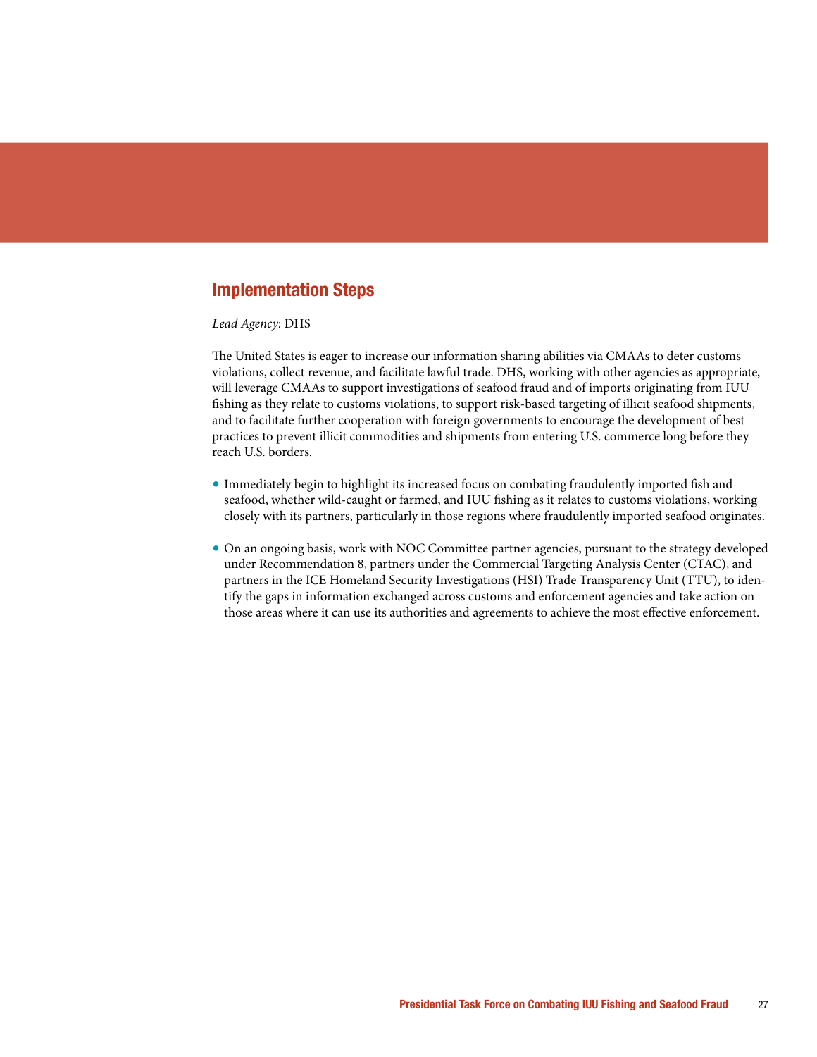## Implementation Steps

*Lead Agency*: DHS

The United States is eager to increase our information sharing abilities via CMAAs to deter customs violations, collect revenue, and facilitate lawful trade. DHS, working with other agencies as appropriate, will leverage CMAAs to support investigations of seafood fraud and of imports originating from IUU fishing as they relate to customs violations, to support risk-based targeting of illicit seafood shipments, and to facilitate further cooperation with foreign governments to encourage the development of best practices to prevent illicit commodities and shipments from entering U.S. commerce long before they reach U.S. borders.

- Immediately begin to highlight its increased focus on combating fraudulently imported fish and seafood, whether wild-caught or farmed, and IUU fishing as it relates to customs violations, working closely with its partners, particularly in those regions where fraudulently imported seafood originates.

- On an ongoing basis, work with NOC Committee partner agencies, pursuant to the strategy developed under Recommendation 8, partners under the Commercial Targeting Analysis Center (CTAC), and partners in the ICE Homeland Security Investigations (HSI) Trade Transparency Unit (TTU), to identify the gaps in information exchanged across customs and enforcement agencies and take action on those areas where it can use its authorities and agreements to achieve the most effective enforcement.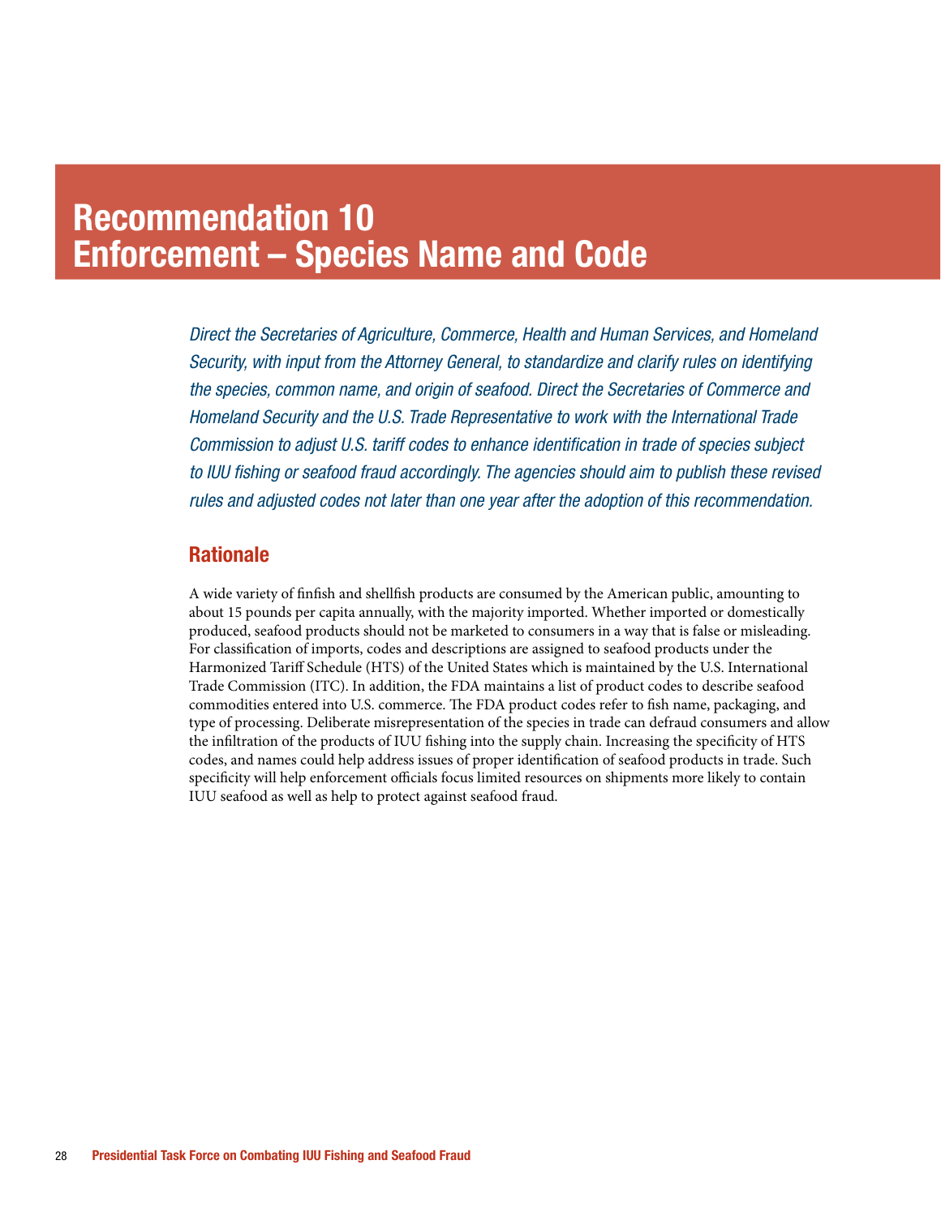# Recommendation 10
# Enforcement – Species Name and Code

*Direct the Secretaries of Agriculture, Commerce, Health and Human Services, and Homeland Security, with input from the Attorney General, to standardize and clarify rules on identifying the species, common name, and origin of seafood. Direct the Secretaries of Commerce and Homeland Security and the U.S. Trade Representative to work with the International Trade Commission to adjust U.S. tariff codes to enhance identification in trade of species subject to IUU fishing or seafood fraud accordingly. The agencies should aim to publish these revised rules and adjusted codes not later than one year after the adoption of this recommendation.*

## Rationale

A wide variety of finfish and shellfish products are consumed by the American public, amounting to about 15 pounds per capita annually, with the majority imported. Whether imported or domestically produced, seafood products should not be marketed to consumers in a way that is false or misleading. For classification of imports, codes and descriptions are assigned to seafood products under the Harmonized Tariff Schedule (HTS) of the United States which is maintained by the U.S. International Trade Commission (ITC). In addition, the FDA maintains a list of product codes to describe seafood commodities entered into U.S. commerce. The FDA product codes refer to fish name, packaging, and type of processing. Deliberate misrepresentation of the species in trade can defraud consumers and allow the infiltration of the products of IUU fishing into the supply chain. Increasing the specificity of HTS codes, and names could help address issues of proper identification of seafood products in trade. Such specificity will help enforcement officials focus limited resources on shipments more likely to contain IUU seafood as well as help to protect against seafood fraud.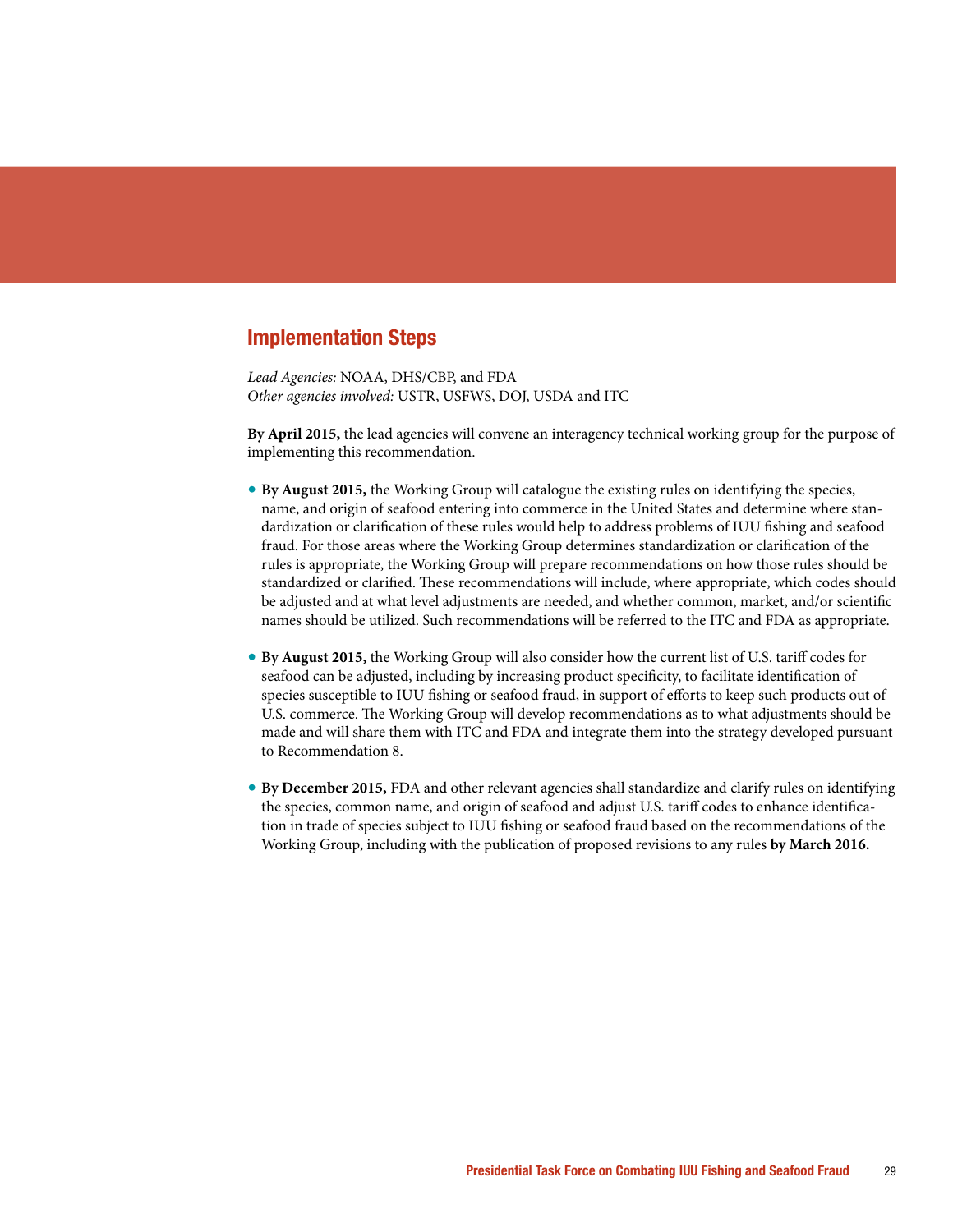## Implementation Steps

*Lead Agencies:* NOAA, DHS/CBP, and FDA
*Other agencies involved:* USTR, USFWS, DOJ, USDA and ITC

**By April 2015,** the lead agencies will convene an interagency technical working group for the purpose of implementing this recommendation.

- **By August 2015,** the Working Group will catalogue the existing rules on identifying the species, name, and origin of seafood entering into commerce in the United States and determine where standardization or clarification of these rules would help to address problems of IUU fishing and seafood fraud. For those areas where the Working Group determines standardization or clarification of the rules is appropriate, the Working Group will prepare recommendations on how those rules should be standardized or clarified. These recommendations will include, where appropriate, which codes should be adjusted and at what level adjustments are needed, and whether common, market, and/or scientific names should be utilized. Such recommendations will be referred to the ITC and FDA as appropriate.

- **By August 2015,** the Working Group will also consider how the current list of U.S. tariff codes for seafood can be adjusted, including by increasing product specificity, to facilitate identification of species susceptible to IUU fishing or seafood fraud, in support of efforts to keep such products out of U.S. commerce. The Working Group will develop recommendations as to what adjustments should be made and will share them with ITC and FDA and integrate them into the strategy developed pursuant to Recommendation 8.

- **By December 2015,** FDA and other relevant agencies shall standardize and clarify rules on identifying the species, common name, and origin of seafood and adjust U.S. tariff codes to enhance identification in trade of species subject to IUU fishing or seafood fraud based on the recommendations of the Working Group, including with the publication of proposed revisions to any rules **by March 2016.**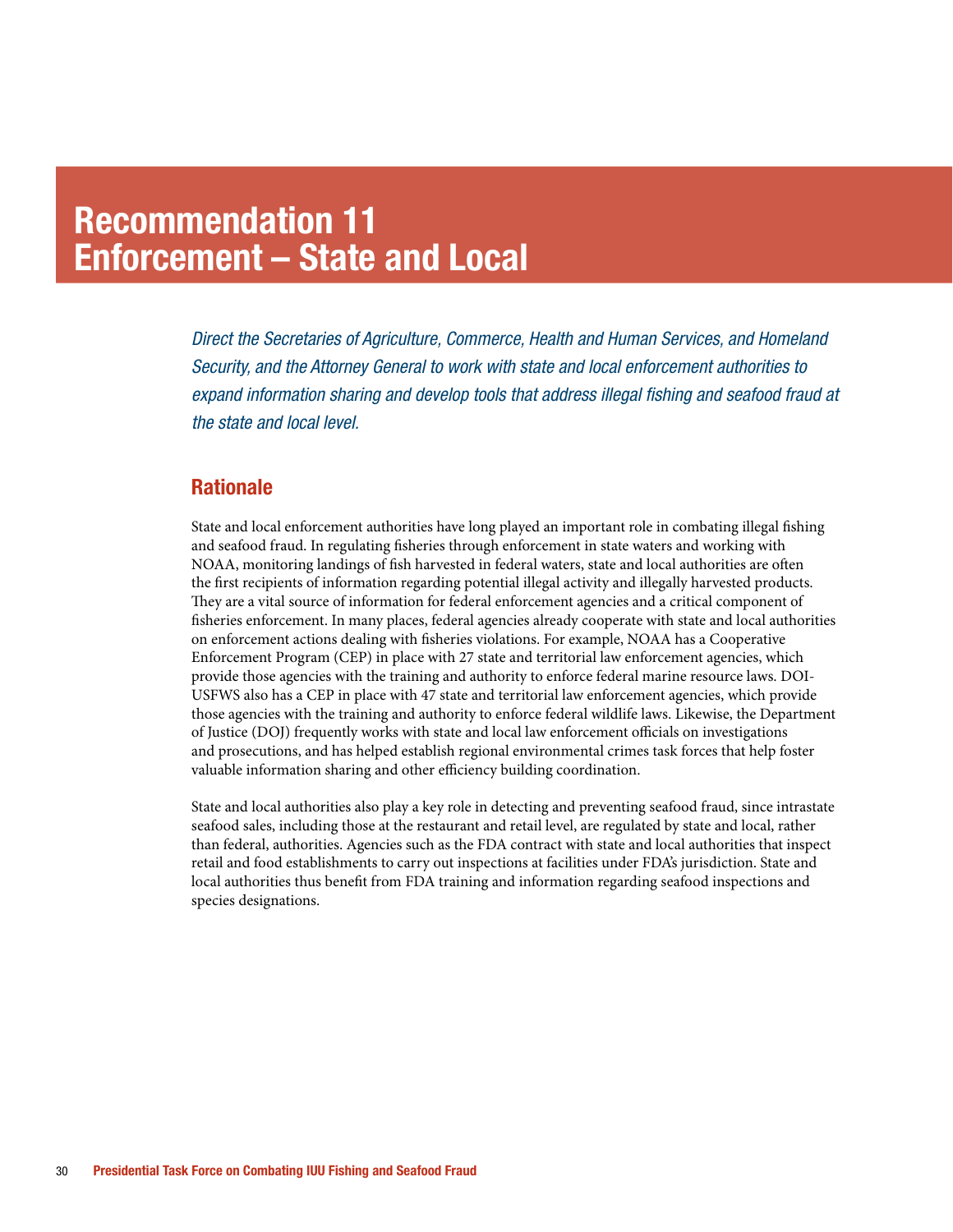# Recommendation 11
# Enforcement – State and Local

*Direct the Secretaries of Agriculture, Commerce, Health and Human Services, and Homeland Security, and the Attorney General to work with state and local enforcement authorities to expand information sharing and develop tools that address illegal fishing and seafood fraud at the state and local level.*

## Rationale

State and local enforcement authorities have long played an important role in combating illegal fishing and seafood fraud. In regulating fisheries through enforcement in state waters and working with NOAA, monitoring landings of fish harvested in federal waters, state and local authorities are often the first recipients of information regarding potential illegal activity and illegally harvested products. They are a vital source of information for federal enforcement agencies and a critical component of fisheries enforcement. In many places, federal agencies already cooperate with state and local authorities on enforcement actions dealing with fisheries violations. For example, NOAA has a Cooperative Enforcement Program (CEP) in place with 27 state and territorial law enforcement agencies, which provide those agencies with the training and authority to enforce federal marine resource laws. DOI-USFWS also has a CEP in place with 47 state and territorial law enforcement agencies, which provide those agencies with the training and authority to enforce federal wildlife laws. Likewise, the Department of Justice (DOJ) frequently works with state and local law enforcement officials on investigations and prosecutions, and has helped establish regional environmental crimes task forces that help foster valuable information sharing and other efficiency building coordination.

State and local authorities also play a key role in detecting and preventing seafood fraud, since intrastate seafood sales, including those at the restaurant and retail level, are regulated by state and local, rather than federal, authorities. Agencies such as the FDA contract with state and local authorities that inspect retail and food establishments to carry out inspections at facilities under FDA's jurisdiction. State and local authorities thus benefit from FDA training and information regarding seafood inspections and species designations.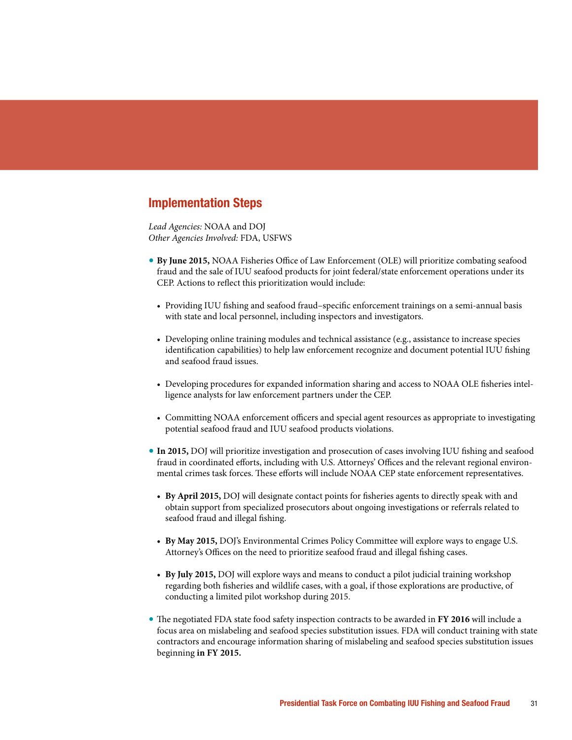## Implementation Steps

*Lead Agencies:* NOAA and DOJ
*Other Agencies Involved:* FDA, USFWS

- **By June 2015,** NOAA Fisheries Office of Law Enforcement (OLE) will prioritize combating seafood fraud and the sale of IUU seafood products for joint federal/state enforcement operations under its CEP. Actions to reflect this prioritization would include:
  - Providing IUU fishing and seafood fraud–specific enforcement trainings on a semi-annual basis with state and local personnel, including inspectors and investigators.
  - Developing online training modules and technical assistance (e.g., assistance to increase species identification capabilities) to help law enforcement recognize and document potential IUU fishing and seafood fraud issues.
  - Developing procedures for expanded information sharing and access to NOAA OLE fisheries intelligence analysts for law enforcement partners under the CEP.
  - Committing NOAA enforcement officers and special agent resources as appropriate to investigating potential seafood fraud and IUU seafood products violations.
- **In 2015,** DOJ will prioritize investigation and prosecution of cases involving IUU fishing and seafood fraud in coordinated efforts, including with U.S. Attorneys' Offices and the relevant regional environmental crimes task forces. These efforts will include NOAA CEP state enforcement representatives.
  - **By April 2015,** DOJ will designate contact points for fisheries agents to directly speak with and obtain support from specialized prosecutors about ongoing investigations or referrals related to seafood fraud and illegal fishing.
  - **By May 2015,** DOJ's Environmental Crimes Policy Committee will explore ways to engage U.S. Attorney's Offices on the need to prioritize seafood fraud and illegal fishing cases.
  - **By July 2015,** DOJ will explore ways and means to conduct a pilot judicial training workshop regarding both fisheries and wildlife cases, with a goal, if those explorations are productive, of conducting a limited pilot workshop during 2015.
- The negotiated FDA state food safety inspection contracts to be awarded in **FY 2016** will include a focus area on mislabeling and seafood species substitution issues. FDA will conduct training with state contractors and encourage information sharing of mislabeling and seafood species substitution issues beginning **in FY 2015.**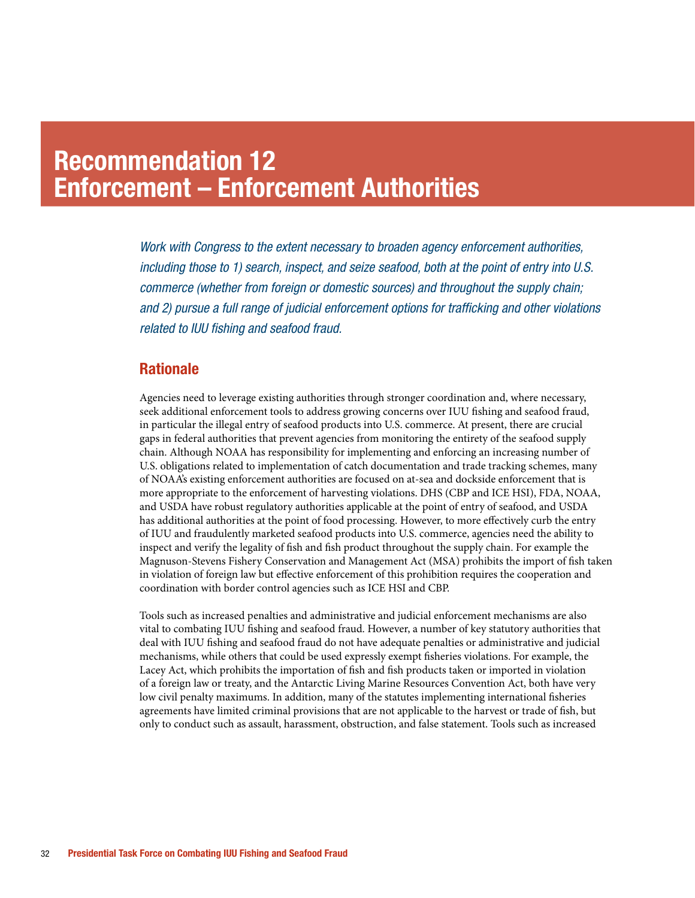# Recommendation 12
# Enforcement – Enforcement Authorities

*Work with Congress to the extent necessary to broaden agency enforcement authorities, including those to 1) search, inspect, and seize seafood, both at the point of entry into U.S. commerce (whether from foreign or domestic sources) and throughout the supply chain; and 2) pursue a full range of judicial enforcement options for trafficking and other violations related to IUU fishing and seafood fraud.*

## Rationale

Agencies need to leverage existing authorities through stronger coordination and, where necessary, seek additional enforcement tools to address growing concerns over IUU fishing and seafood fraud, in particular the illegal entry of seafood products into U.S. commerce. At present, there are crucial gaps in federal authorities that prevent agencies from monitoring the entirety of the seafood supply chain. Although NOAA has responsibility for implementing and enforcing an increasing number of U.S. obligations related to implementation of catch documentation and trade tracking schemes, many of NOAA's existing enforcement authorities are focused on at-sea and dockside enforcement that is more appropriate to the enforcement of harvesting violations. DHS (CBP and ICE HSI), FDA, NOAA, and USDA have robust regulatory authorities applicable at the point of entry of seafood, and USDA has additional authorities at the point of food processing. However, to more effectively curb the entry of IUU and fraudulently marketed seafood products into U.S. commerce, agencies need the ability to inspect and verify the legality of fish and fish product throughout the supply chain. For example the Magnuson-Stevens Fishery Conservation and Management Act (MSA) prohibits the import of fish taken in violation of foreign law but effective enforcement of this prohibition requires the cooperation and coordination with border control agencies such as ICE HSI and CBP.

Tools such as increased penalties and administrative and judicial enforcement mechanisms are also vital to combating IUU fishing and seafood fraud. However, a number of key statutory authorities that deal with IUU fishing and seafood fraud do not have adequate penalties or administrative and judicial mechanisms, while others that could be used expressly exempt fisheries violations. For example, the Lacey Act, which prohibits the importation of fish and fish products taken or imported in violation of a foreign law or treaty, and the Antarctic Living Marine Resources Convention Act, both have very low civil penalty maximums. In addition, many of the statutes implementing international fisheries agreements have limited criminal provisions that are not applicable to the harvest or trade of fish, but only to conduct such as assault, harassment, obstruction, and false statement. Tools such as increased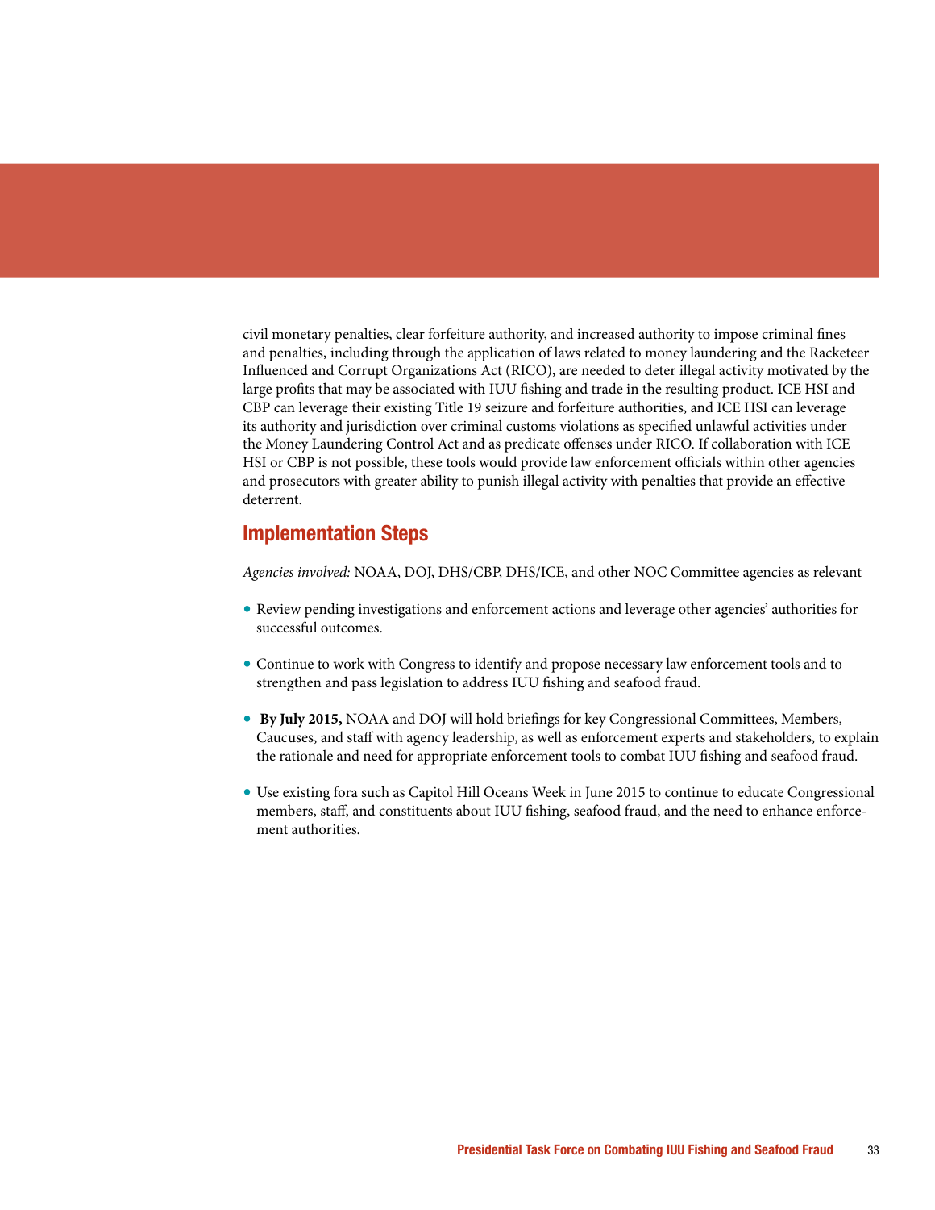civil monetary penalties, clear forfeiture authority, and increased authority to impose criminal fines and penalties, including through the application of laws related to money laundering and the Racketeer Influenced and Corrupt Organizations Act (RICO), are needed to deter illegal activity motivated by the large profits that may be associated with IUU fishing and trade in the resulting product. ICE HSI and CBP can leverage their existing Title 19 seizure and forfeiture authorities, and ICE HSI can leverage its authority and jurisdiction over criminal customs violations as specified unlawful activities under the Money Laundering Control Act and as predicate offenses under RICO. If collaboration with ICE HSI or CBP is not possible, these tools would provide law enforcement officials within other agencies and prosecutors with greater ability to punish illegal activity with penalties that provide an effective deterrent.

## Implementation Steps

*Agencies involved:* NOAA, DOJ, DHS/CBP, DHS/ICE, and other NOC Committee agencies as relevant

- Review pending investigations and enforcement actions and leverage other agencies' authorities for successful outcomes.
- Continue to work with Congress to identify and propose necessary law enforcement tools and to strengthen and pass legislation to address IUU fishing and seafood fraud.
- **By July 2015,** NOAA and DOJ will hold briefings for key Congressional Committees, Members, Caucuses, and staff with agency leadership, as well as enforcement experts and stakeholders, to explain the rationale and need for appropriate enforcement tools to combat IUU fishing and seafood fraud.
- Use existing fora such as Capitol Hill Oceans Week in June 2015 to continue to educate Congressional members, staff, and constituents about IUU fishing, seafood fraud, and the need to enhance enforcement authorities.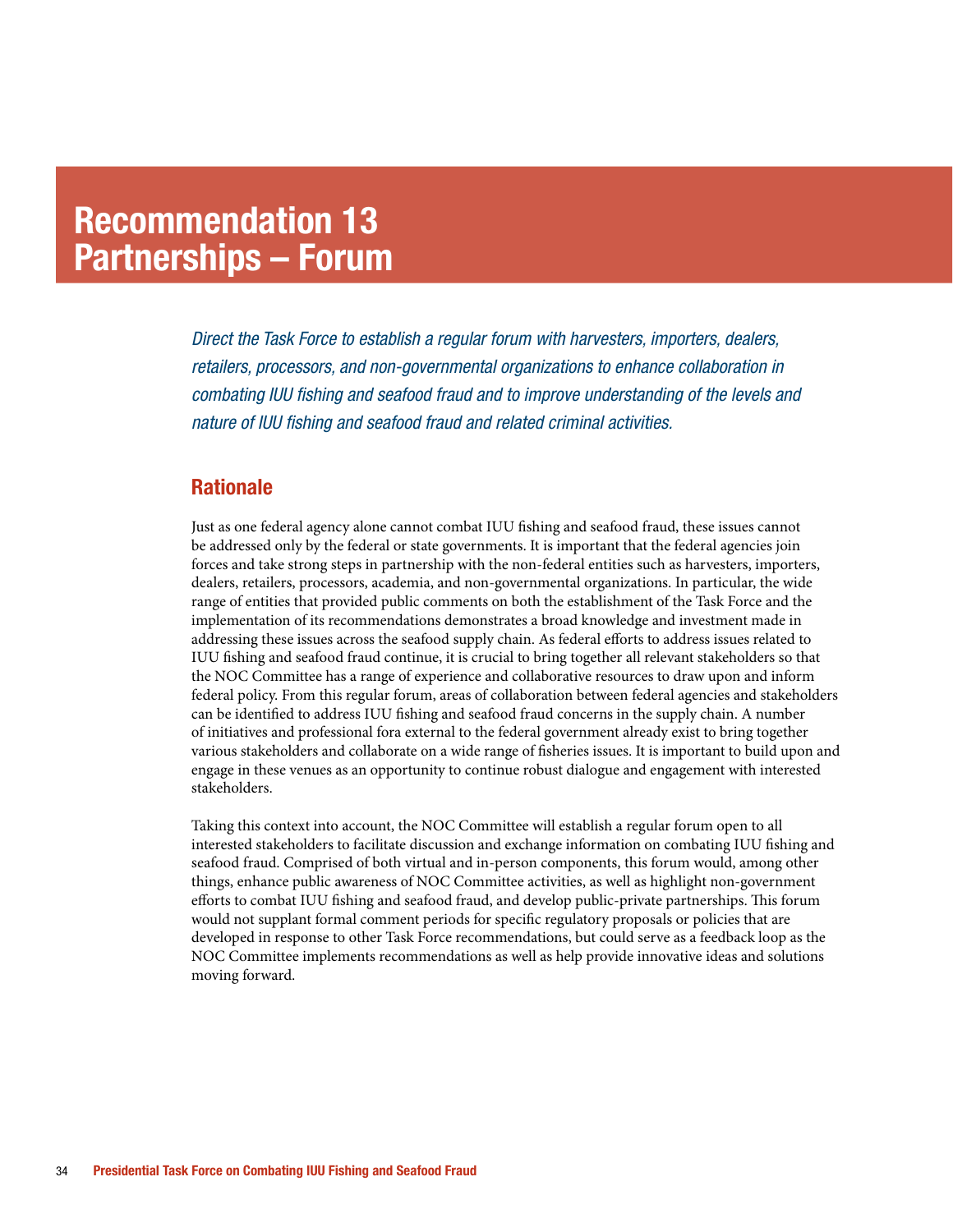# Recommendation 13
# Partnerships – Forum

*Direct the Task Force to establish a regular forum with harvesters, importers, dealers, retailers, processors, and non-governmental organizations to enhance collaboration in combating IUU fishing and seafood fraud and to improve understanding of the levels and nature of IUU fishing and seafood fraud and related criminal activities.*

## Rationale

Just as one federal agency alone cannot combat IUU fishing and seafood fraud, these issues cannot be addressed only by the federal or state governments. It is important that the federal agencies join forces and take strong steps in partnership with the non-federal entities such as harvesters, importers, dealers, retailers, processors, academia, and non-governmental organizations. In particular, the wide range of entities that provided public comments on both the establishment of the Task Force and the implementation of its recommendations demonstrates a broad knowledge and investment made in addressing these issues across the seafood supply chain. As federal efforts to address issues related to IUU fishing and seafood fraud continue, it is crucial to bring together all relevant stakeholders so that the NOC Committee has a range of experience and collaborative resources to draw upon and inform federal policy. From this regular forum, areas of collaboration between federal agencies and stakeholders can be identified to address IUU fishing and seafood fraud concerns in the supply chain. A number of initiatives and professional fora external to the federal government already exist to bring together various stakeholders and collaborate on a wide range of fisheries issues. It is important to build upon and engage in these venues as an opportunity to continue robust dialogue and engagement with interested stakeholders.

Taking this context into account, the NOC Committee will establish a regular forum open to all interested stakeholders to facilitate discussion and exchange information on combating IUU fishing and seafood fraud. Comprised of both virtual and in-person components, this forum would, among other things, enhance public awareness of NOC Committee activities, as well as highlight non-government efforts to combat IUU fishing and seafood fraud, and develop public-private partnerships. This forum would not supplant formal comment periods for specific regulatory proposals or policies that are developed in response to other Task Force recommendations, but could serve as a feedback loop as the NOC Committee implements recommendations as well as help provide innovative ideas and solutions moving forward.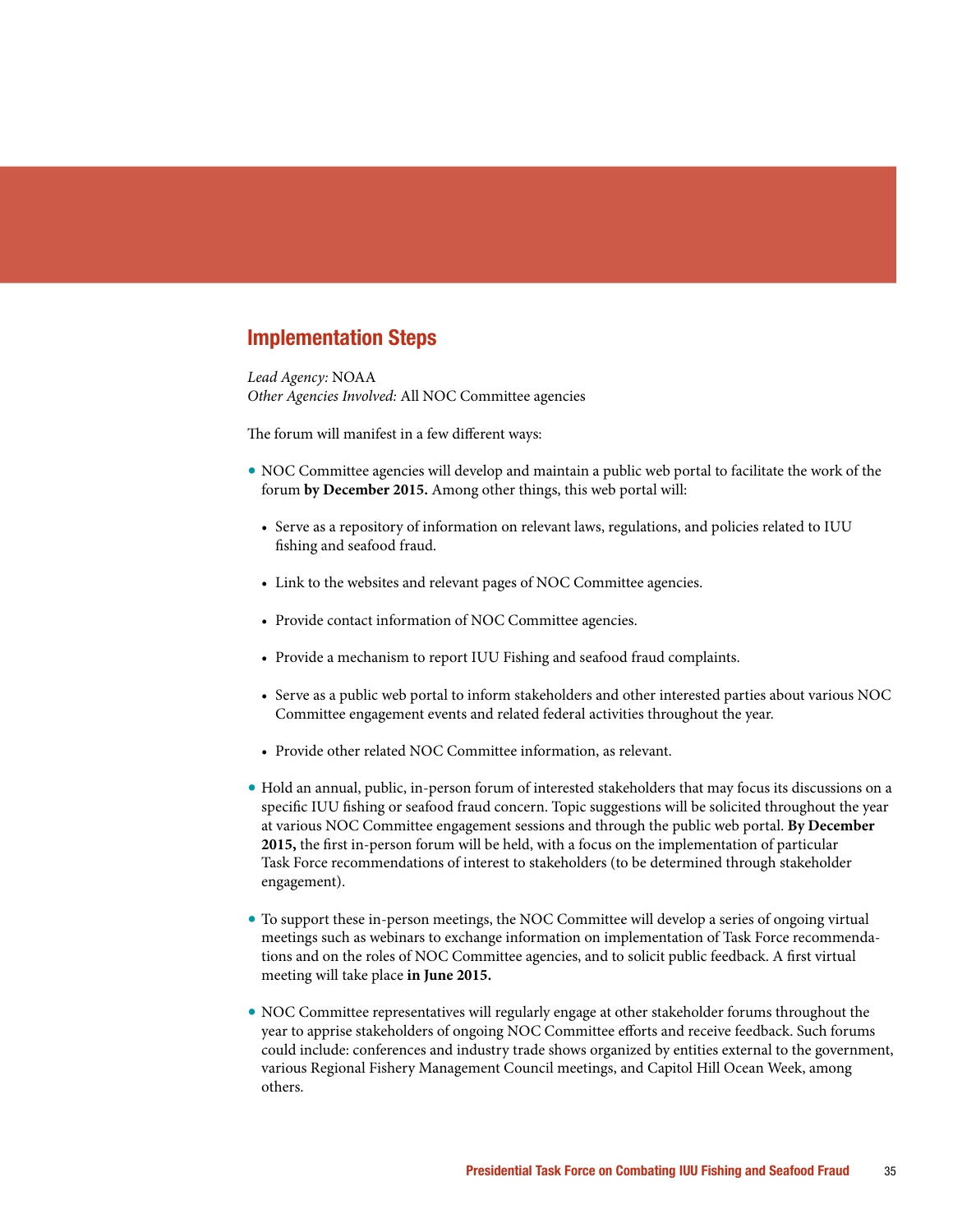## Implementation Steps

*Lead Agency:* NOAA
*Other Agencies Involved:* All NOC Committee agencies

The forum will manifest in a few different ways:

- NOC Committee agencies will develop and maintain a public web portal to facilitate the work of the forum **by December 2015.** Among other things, this web portal will:
  - Serve as a repository of information on relevant laws, regulations, and policies related to IUU fishing and seafood fraud.
  - Link to the websites and relevant pages of NOC Committee agencies.
  - Provide contact information of NOC Committee agencies.
  - Provide a mechanism to report IUU Fishing and seafood fraud complaints.
  - Serve as a public web portal to inform stakeholders and other interested parties about various NOC Committee engagement events and related federal activities throughout the year.
  - Provide other related NOC Committee information, as relevant.
- Hold an annual, public, in-person forum of interested stakeholders that may focus its discussions on a specific IUU fishing or seafood fraud concern. Topic suggestions will be solicited throughout the year at various NOC Committee engagement sessions and through the public web portal. **By December 2015,** the first in-person forum will be held, with a focus on the implementation of particular Task Force recommendations of interest to stakeholders (to be determined through stakeholder engagement).
- To support these in-person meetings, the NOC Committee will develop a series of ongoing virtual meetings such as webinars to exchange information on implementation of Task Force recommendations and on the roles of NOC Committee agencies, and to solicit public feedback. A first virtual meeting will take place **in June 2015.**
- NOC Committee representatives will regularly engage at other stakeholder forums throughout the year to apprise stakeholders of ongoing NOC Committee efforts and receive feedback. Such forums could include: conferences and industry trade shows organized by entities external to the government, various Regional Fishery Management Council meetings, and Capitol Hill Ocean Week, among others.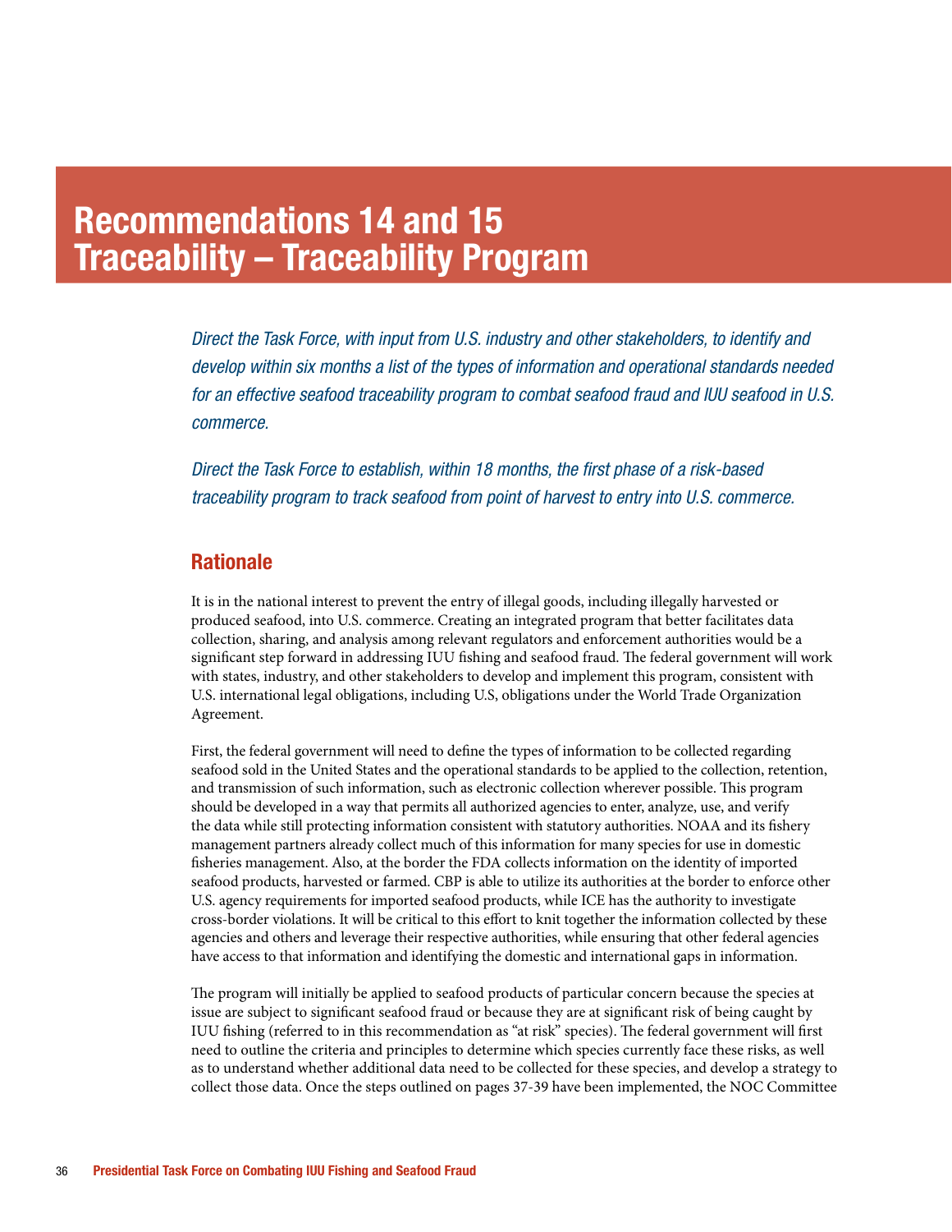# Recommendations 14 and 15
# Traceability – Traceability Program

*Direct the Task Force, with input from U.S. industry and other stakeholders, to identify and develop within six months a list of the types of information and operational standards needed for an effective seafood traceability program to combat seafood fraud and IUU seafood in U.S. commerce.*

*Direct the Task Force to establish, within 18 months, the first phase of a risk-based traceability program to track seafood from point of harvest to entry into U.S. commerce.*

## Rationale

It is in the national interest to prevent the entry of illegal goods, including illegally harvested or produced seafood, into U.S. commerce. Creating an integrated program that better facilitates data collection, sharing, and analysis among relevant regulators and enforcement authorities would be a significant step forward in addressing IUU fishing and seafood fraud. The federal government will work with states, industry, and other stakeholders to develop and implement this program, consistent with U.S. international legal obligations, including U.S, obligations under the World Trade Organization Agreement.

First, the federal government will need to define the types of information to be collected regarding seafood sold in the United States and the operational standards to be applied to the collection, retention, and transmission of such information, such as electronic collection wherever possible. This program should be developed in a way that permits all authorized agencies to enter, analyze, use, and verify the data while still protecting information consistent with statutory authorities. NOAA and its fishery management partners already collect much of this information for many species for use in domestic fisheries management. Also, at the border the FDA collects information on the identity of imported seafood products, harvested or farmed. CBP is able to utilize its authorities at the border to enforce other U.S. agency requirements for imported seafood products, while ICE has the authority to investigate cross-border violations. It will be critical to this effort to knit together the information collected by these agencies and others and leverage their respective authorities, while ensuring that other federal agencies have access to that information and identifying the domestic and international gaps in information.

The program will initially be applied to seafood products of particular concern because the species at issue are subject to significant seafood fraud or because they are at significant risk of being caught by IUU fishing (referred to in this recommendation as "at risk" species). The federal government will first need to outline the criteria and principles to determine which species currently face these risks, as well as to understand whether additional data need to be collected for these species, and develop a strategy to collect those data. Once the steps outlined on pages 37-39 have been implemented, the NOC Committee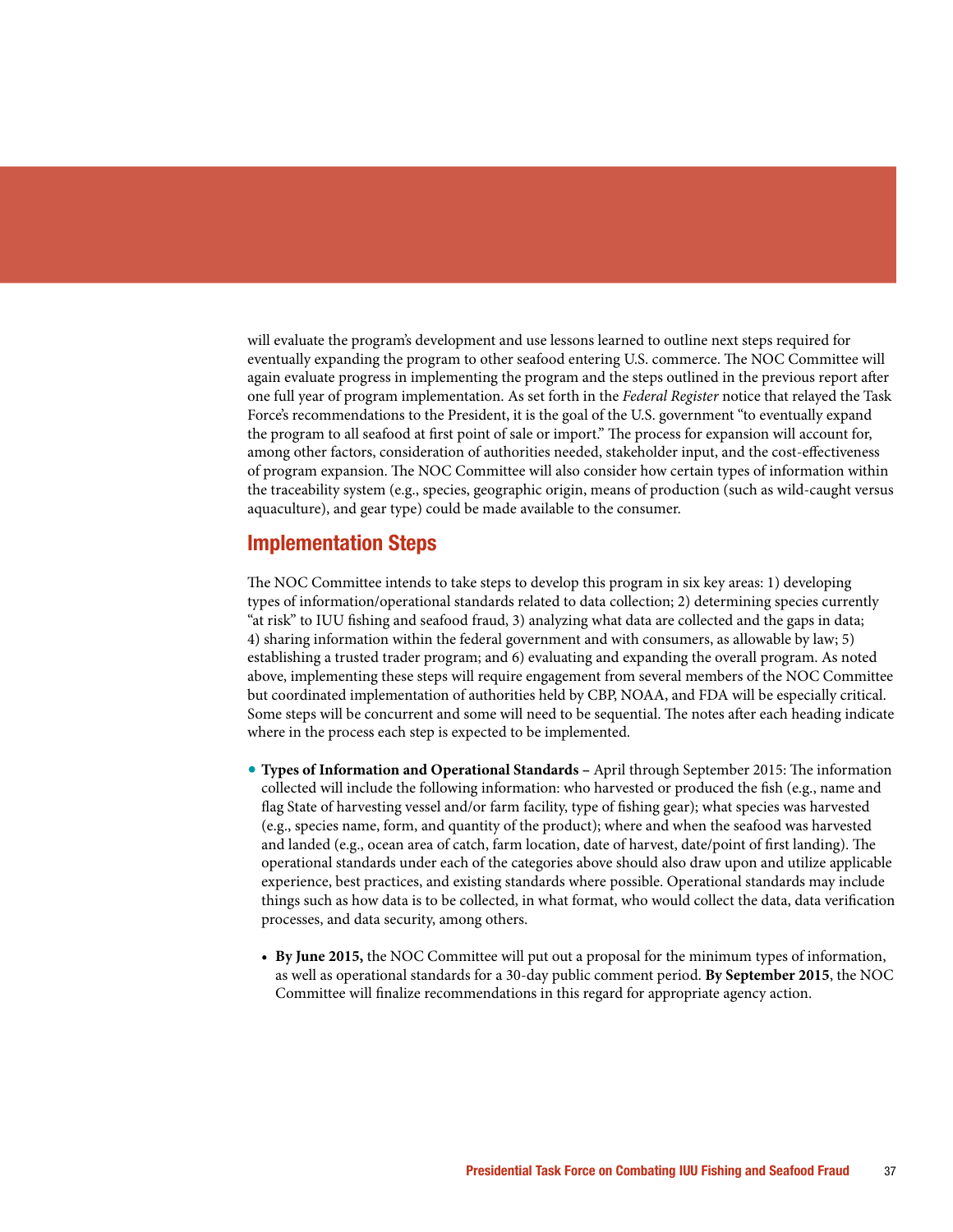will evaluate the program's development and use lessons learned to outline next steps required for eventually expanding the program to other seafood entering U.S. commerce. The NOC Committee will again evaluate progress in implementing the program and the steps outlined in the previous report after one full year of program implementation. As set forth in the *Federal Register* notice that relayed the Task Force's recommendations to the President, it is the goal of the U.S. government "to eventually expand the program to all seafood at first point of sale or import." The process for expansion will account for, among other factors, consideration of authorities needed, stakeholder input, and the cost-effectiveness of program expansion. The NOC Committee will also consider how certain types of information within the traceability system (e.g., species, geographic origin, means of production (such as wild-caught versus aquaculture), and gear type) could be made available to the consumer.

## Implementation Steps

The NOC Committee intends to take steps to develop this program in six key areas: 1) developing types of information/operational standards related to data collection; 2) determining species currently "at risk" to IUU fishing and seafood fraud, 3) analyzing what data are collected and the gaps in data; 4) sharing information within the federal government and with consumers, as allowable by law; 5) establishing a trusted trader program; and 6) evaluating and expanding the overall program. As noted above, implementing these steps will require engagement from several members of the NOC Committee but coordinated implementation of authorities held by CBP, NOAA, and FDA will be especially critical. Some steps will be concurrent and some will need to be sequential. The notes after each heading indicate where in the process each step is expected to be implemented.

- **Types of Information and Operational Standards** – April through September 2015: The information collected will include the following information: who harvested or produced the fish (e.g., name and flag State of harvesting vessel and/or farm facility, type of fishing gear); what species was harvested (e.g., species name, form, and quantity of the product); where and when the seafood was harvested and landed (e.g., ocean area of catch, farm location, date of harvest, date/point of first landing). The operational standards under each of the categories above should also draw upon and utilize applicable experience, best practices, and existing standards where possible. Operational standards may include things such as how data is to be collected, in what format, who would collect the data, data verification processes, and data security, among others.
  - **By June 2015,** the NOC Committee will put out a proposal for the minimum types of information, as well as operational standards for a 30-day public comment period. **By September 2015**, the NOC Committee will finalize recommendations in this regard for appropriate agency action.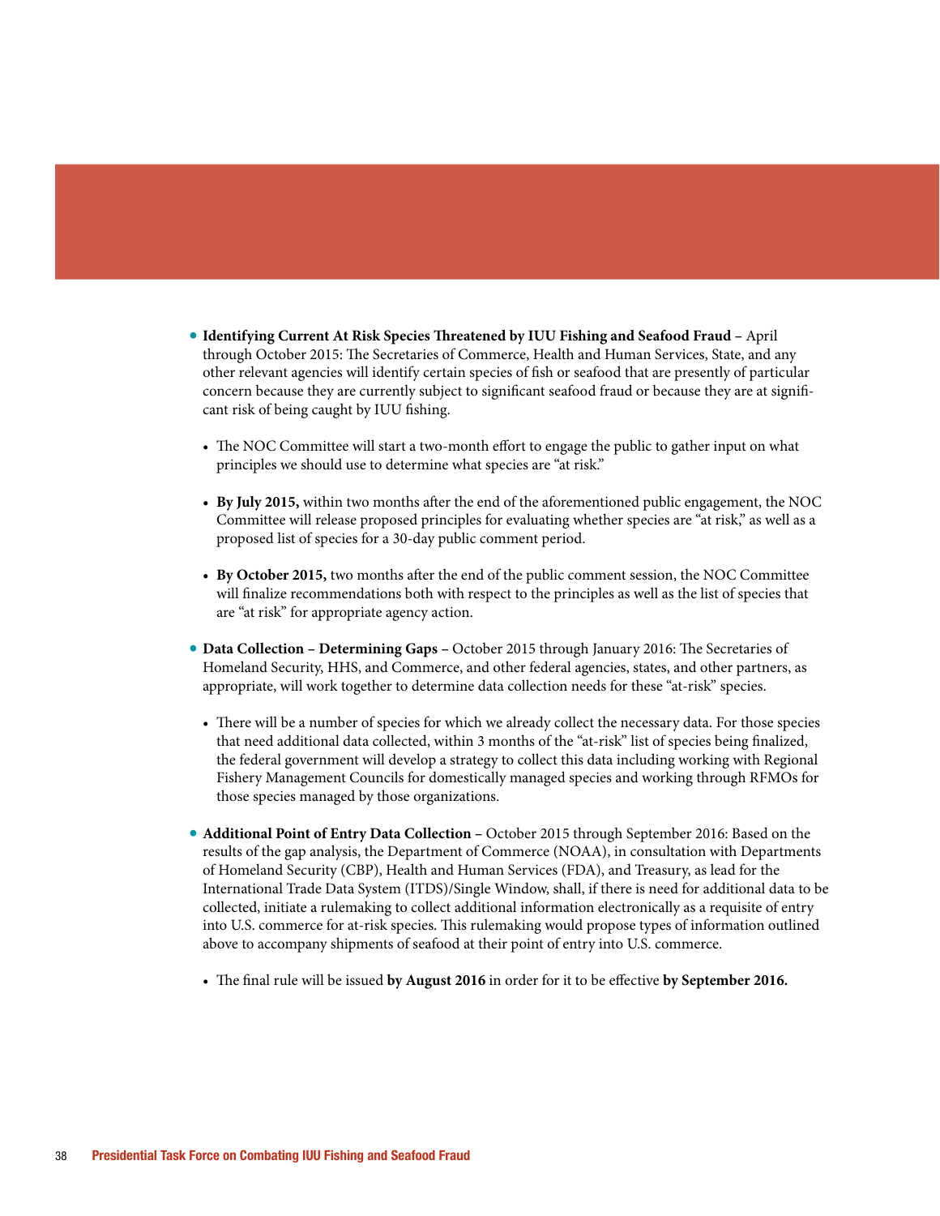- **Identifying Current At Risk Species Threatened by IUU Fishing and Seafood Fraud** – April through October 2015: The Secretaries of Commerce, Health and Human Services, State, and any other relevant agencies will identify certain species of fish or seafood that are presently of particular concern because they are currently subject to significant seafood fraud or because they are at significant risk of being caught by IUU fishing.
    - The NOC Committee will start a two-month effort to engage the public to gather input on what principles we should use to determine what species are "at risk."
    - **By July 2015,** within two months after the end of the aforementioned public engagement, the NOC Committee will release proposed principles for evaluating whether species are "at risk," as well as a proposed list of species for a 30-day public comment period.
    - **By October 2015,** two months after the end of the public comment session, the NOC Committee will finalize recommendations both with respect to the principles as well as the list of species that are "at risk" for appropriate agency action.
- **Data Collection – Determining Gaps** – October 2015 through January 2016: The Secretaries of Homeland Security, HHS, and Commerce, and other federal agencies, states, and other partners, as appropriate, will work together to determine data collection needs for these "at-risk" species.
    - There will be a number of species for which we already collect the necessary data. For those species that need additional data collected, within 3 months of the "at-risk" list of species being finalized, the federal government will develop a strategy to collect this data including working with Regional Fishery Management Councils for domestically managed species and working through RFMOs for those species managed by those organizations.
- **Additional Point of Entry Data Collection** – October 2015 through September 2016: Based on the results of the gap analysis, the Department of Commerce (NOAA), in consultation with Departments of Homeland Security (CBP), Health and Human Services (FDA), and Treasury, as lead for the International Trade Data System (ITDS)/Single Window, shall, if there is need for additional data to be collected, initiate a rulemaking to collect additional information electronically as a requisite of entry into U.S. commerce for at-risk species. This rulemaking would propose types of information outlined above to accompany shipments of seafood at their point of entry into U.S. commerce.
    - The final rule will be issued **by August 2016** in order for it to be effective **by September 2016.**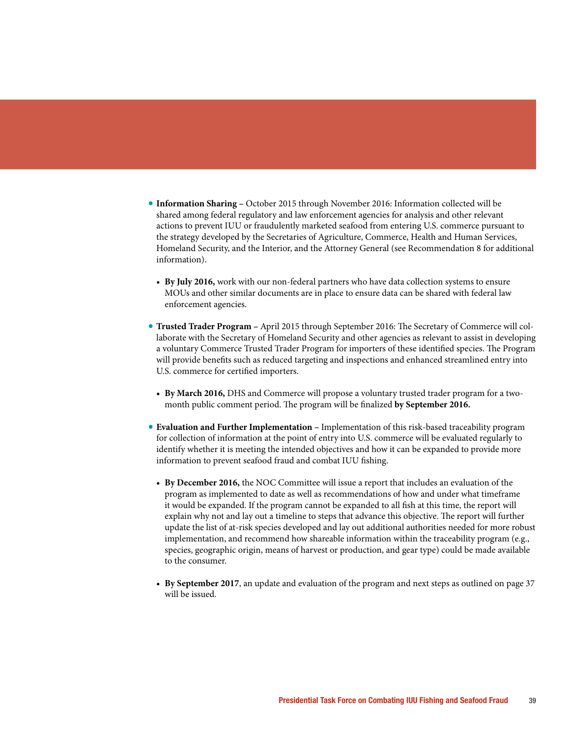- **Information Sharing** – October 2015 through November 2016: Information collected will be shared among federal regulatory and law enforcement agencies for analysis and other relevant actions to prevent IUU or fraudulently marketed seafood from entering U.S. commerce pursuant to the strategy developed by the Secretaries of Agriculture, Commerce, Health and Human Services, Homeland Security, and the Interior, and the Attorney General (see Recommendation 8 for additional information).

  - **By July 2016,** work with our non-federal partners who have data collection systems to ensure MOUs and other similar documents are in place to ensure data can be shared with federal law enforcement agencies.

- **Trusted Trader Program** – April 2015 through September 2016: The Secretary of Commerce will collaborate with the Secretary of Homeland Security and other agencies as relevant to assist in developing a voluntary Commerce Trusted Trader Program for importers of these identified species. The Program will provide benefits such as reduced targeting and inspections and enhanced streamlined entry into U.S. commerce for certified importers.

  - **By March 2016,** DHS and Commerce will propose a voluntary trusted trader program for a two-month public comment period. The program will be finalized **by September 2016.**

- **Evaluation and Further Implementation** – Implementation of this risk-based traceability program for collection of information at the point of entry into U.S. commerce will be evaluated regularly to identify whether it is meeting the intended objectives and how it can be expanded to provide more information to prevent seafood fraud and combat IUU fishing.

  - **By December 2016,** the NOC Committee will issue a report that includes an evaluation of the program as implemented to date as well as recommendations of how and under what timeframe it would be expanded. If the program cannot be expanded to all fish at this time, the report will explain why not and lay out a timeline to steps that advance this objective. The report will further update the list of at-risk species developed and lay out additional authorities needed for more robust implementation, and recommend how shareable information within the traceability program (e.g., species, geographic origin, means of harvest or production, and gear type) could be made available to the consumer.

  - **By September 2017**, an update and evaluation of the program and next steps as outlined on page 37 will be issued.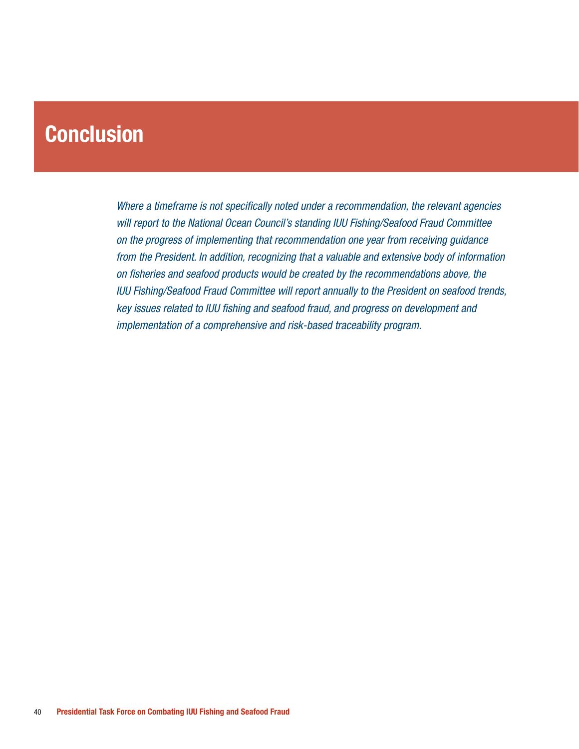# Conclusion

*Where a timeframe is not specifically noted under a recommendation, the relevant agencies will report to the National Ocean Council's standing IUU Fishing/Seafood Fraud Committee on the progress of implementing that recommendation one year from receiving guidance from the President. In addition, recognizing that a valuable and extensive body of information on fisheries and seafood products would be created by the recommendations above, the IUU Fishing/Seafood Fraud Committee will report annually to the President on seafood trends, key issues related to IUU fishing and seafood fraud, and progress on development and implementation of a comprehensive and risk-based traceability program.*